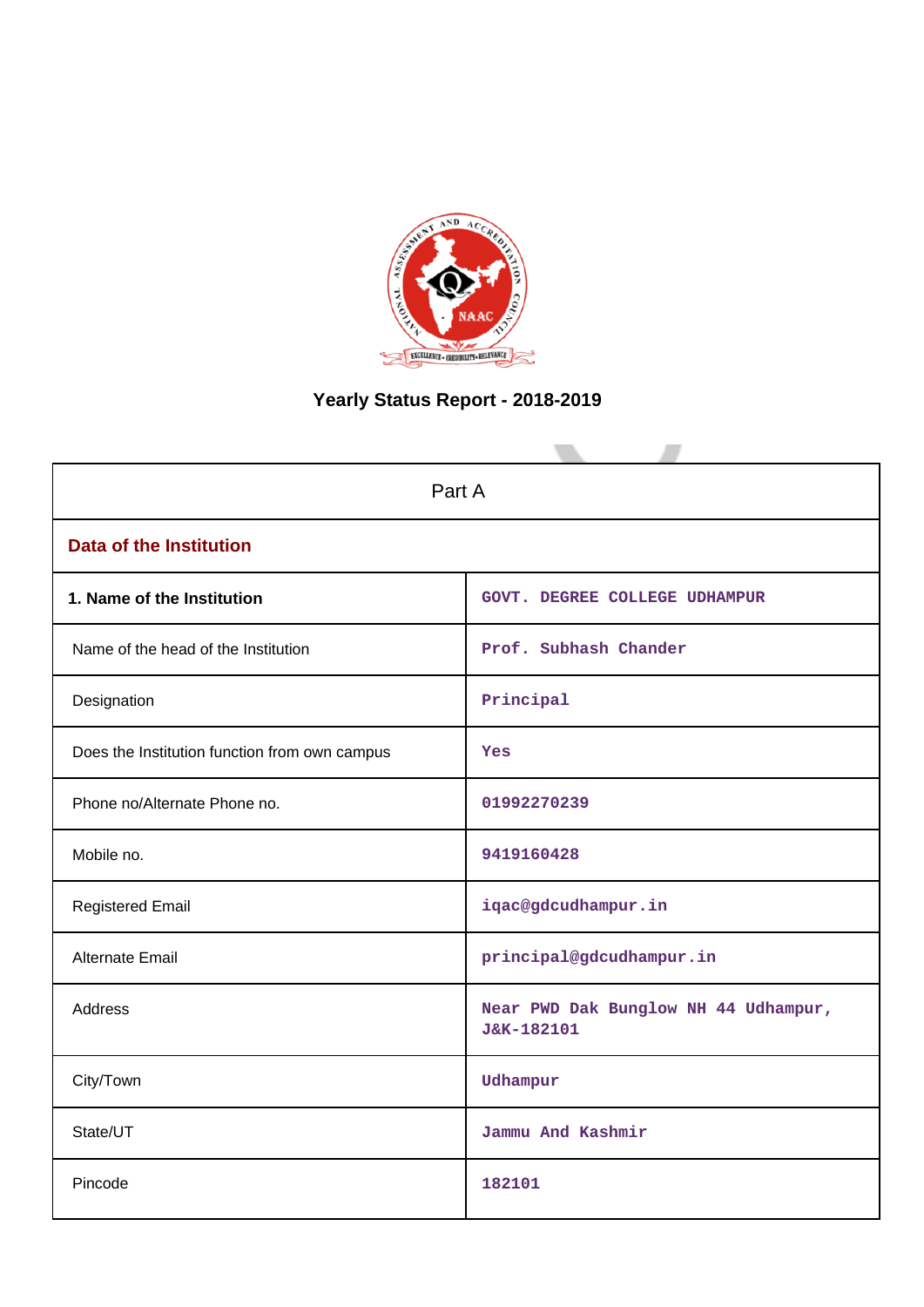# Yearly Status Report - 2018-2019

| Part A | |
|---|---|
| **Data of the Institution** | |
| **1. Name of the Institution** | GOVT. DEGREE COLLEGE UDHAMPUR |
| Name of the head of the Institution | Prof. Subhash Chander |
| Designation | Principal |
| Does the Institution function from own campus | Yes |
| Phone no/Alternate Phone no. | 01992270239 |
| Mobile no. | 9419160428 |
| Registered Email | iqac@gdcudhampur.in |
| Alternate Email | principal@gdcudhampur.in |
| Address | Near PWD Dak Bunglow NH 44 Udhampur, J&K-182101 |
| City/Town | Udhampur |
| State/UT | Jammu And Kashmir |
| Pincode | 182101 |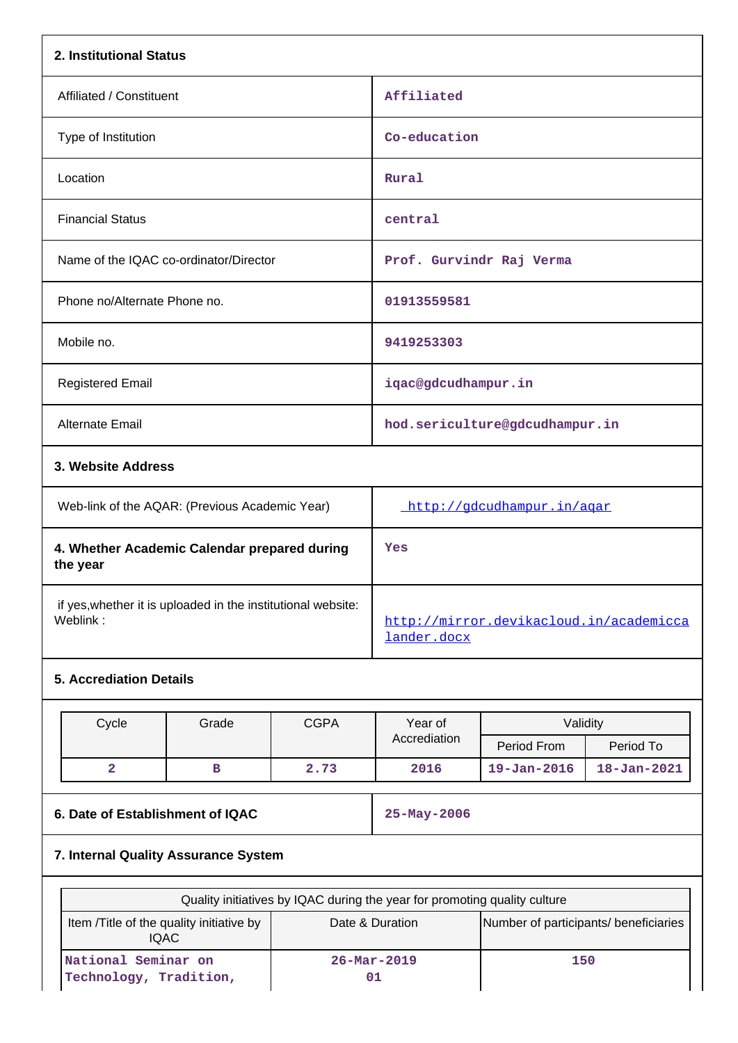**2. Institutional Status**

| | |
|---|---|
| Affiliated / Constituent | Affiliated |
| Type of Institution | Co-education |
| Location | Rural |
| Financial Status | central |
| Name of the IQAC co-ordinator/Director | Prof. Gurvindr Raj Verma |
| Phone no/Alternate Phone no. | 01913559581 |
| Mobile no. | 9419253303 |
| Registered Email | iqac@gdcudhampur.in |
| Alternate Email | hod.sericulture@gdcudhampur.in |

**3. Website Address**

| | |
|---|---|
| Web-link of the AQAR: (Previous Academic Year) | http://gdcudhampur.in/aqar |
| **4. Whether Academic Calendar prepared during the year** | Yes |
| if yes,whether it is uploaded in the institutional website: Weblink : | http://mirror.devikacloud.in/academiccalander.docx |

**5. Accreditation Details**

| Cycle | Grade | CGPA | Year of Accreditation | Validity | |
|---|---|---|---|---|---|
| | | | | Period From | Period To |
| 2 | B | 2.73 | 2016 | 19-Jan-2016 | 18-Jan-2021 |

| | |
|---|---|
| **6. Date of Establishment of IQAC** | 25-May-2006 |

**7. Internal Quality Assurance System**

| Quality initiatives by IQAC during the year for promoting quality culture | | |
|---|---|---|
| Item /Title of the quality initiative by IQAC | Date & Duration | Number of participants/ beneficiaries |
| National Seminar on Technology, Tradition, | 26-Mar-2019 01 | 150 |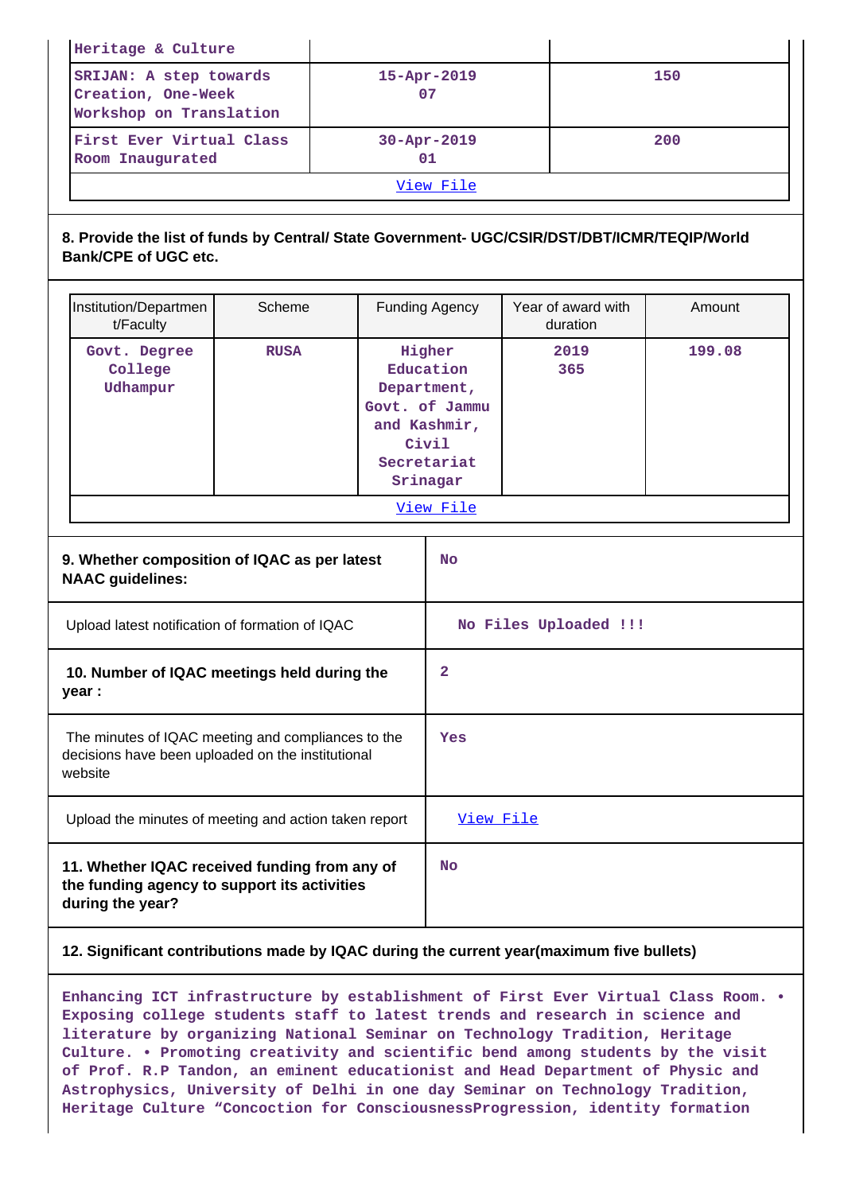| | | |
|---|---|---|
| Heritage & Culture | | |
| SRIJAN: A step towards Creation, One-Week Workshop on Translation | 15-Apr-2019 07 | 150 |
| First Ever Virtual Class Room Inaugurated | 30-Apr-2019 01 | 200 |
| View File | | |

**8. Provide the list of funds by Central/ State Government- UGC/CSIR/DST/DBT/ICMR/TEQIP/World Bank/CPE of UGC etc.**

| Institution/Department/Faculty | Scheme | Funding Agency | Year of award with duration | Amount |
|---|---|---|---|---|
| Govt. Degree College Udhampur | RUSA | Higher Education Department, Govt. of Jammu and Kashmir, Civil Secretariat Srinagar | 2019 365 | 199.08 |
| View File | | | | |

| | |
|---|---|
| **9. Whether composition of IQAC as per latest NAAC guidelines:** | No |
| Upload latest notification of formation of IQAC | No Files Uploaded !!! |
| **10. Number of IQAC meetings held during the year :** | 2 |
| The minutes of IQAC meeting and compliances to the decisions have been uploaded on the institutional website | Yes |
| Upload the minutes of meeting and action taken report | View File |
| **11. Whether IQAC received funding from any of the funding agency to support its activities during the year?** | No |

**12. Significant contributions made by IQAC during the current year(maximum five bullets)**

Enhancing ICT infrastructure by establishment of First Ever Virtual Class Room. • Exposing college students staff to latest trends and research in science and literature by organizing National Seminar on Technology Tradition, Heritage Culture. • Promoting creativity and scientific bend among students by the visit of Prof. R.P Tandon, an eminent educationist and Head Department of Physic and Astrophysics, University of Delhi in one day Seminar on Technology Tradition, Heritage Culture "Concoction for ConsciousnessProgression, identity formation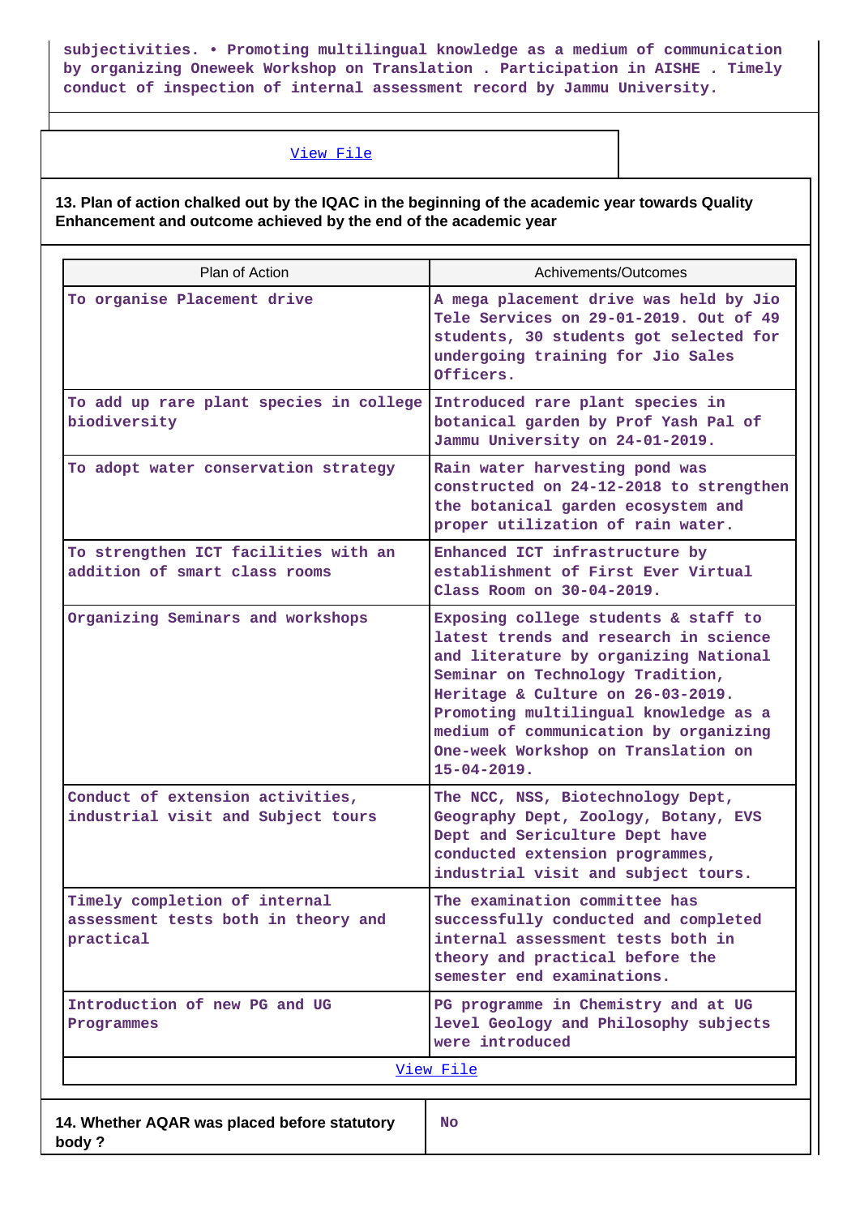subjectivities. • Promoting multilingual knowledge as a medium of communication by organizing Oneweek Workshop on Translation . Participation in AISHE . Timely conduct of inspection of internal assessment record by Jammu University.

View File

**13. Plan of action chalked out by the IQAC in the beginning of the academic year towards Quality Enhancement and outcome achieved by the end of the academic year**

| Plan of Action | Achivements/Outcomes |
|---|---|
| To organise Placement drive | A mega placement drive was held by Jio Tele Services on 29-01-2019. Out of 49 students, 30 students got selected for undergoing training for Jio Sales Officers. |
| To add up rare plant species in college biodiversity | Introduced rare plant species in botanical garden by Prof Yash Pal of Jammu University on 24-01-2019. |
| To adopt water conservation strategy | Rain water harvesting pond was constructed on 24-12-2018 to strengthen the botanical garden ecosystem and proper utilization of rain water. |
| To strengthen ICT facilities with an addition of smart class rooms | Enhanced ICT infrastructure by establishment of First Ever Virtual Class Room on 30-04-2019. |
| Organizing Seminars and workshops | Exposing college students & staff to latest trends and research in science and literature by organizing National Seminar on Technology Tradition, Heritage & Culture on 26-03-2019. Promoting multilingual knowledge as a medium of communication by organizing One-week Workshop on Translation on 15-04-2019. |
| Conduct of extension activities, industrial visit and Subject tours | The NCC, NSS, Biotechnology Dept, Geography Dept, Zoology, Botany, EVS Dept and Sericulture Dept have conducted extension programmes, industrial visit and subject tours. |
| Timely completion of internal assessment tests both in theory and practical | The examination committee has successfully conducted and completed internal assessment tests both in theory and practical before the semester end examinations. |
| Introduction of new PG and UG Programmes | PG programme in Chemistry and at UG level Geology and Philosophy subjects were introduced |

View File

| **14. Whether AQAR was placed before statutory body ?** | No |
|---|---|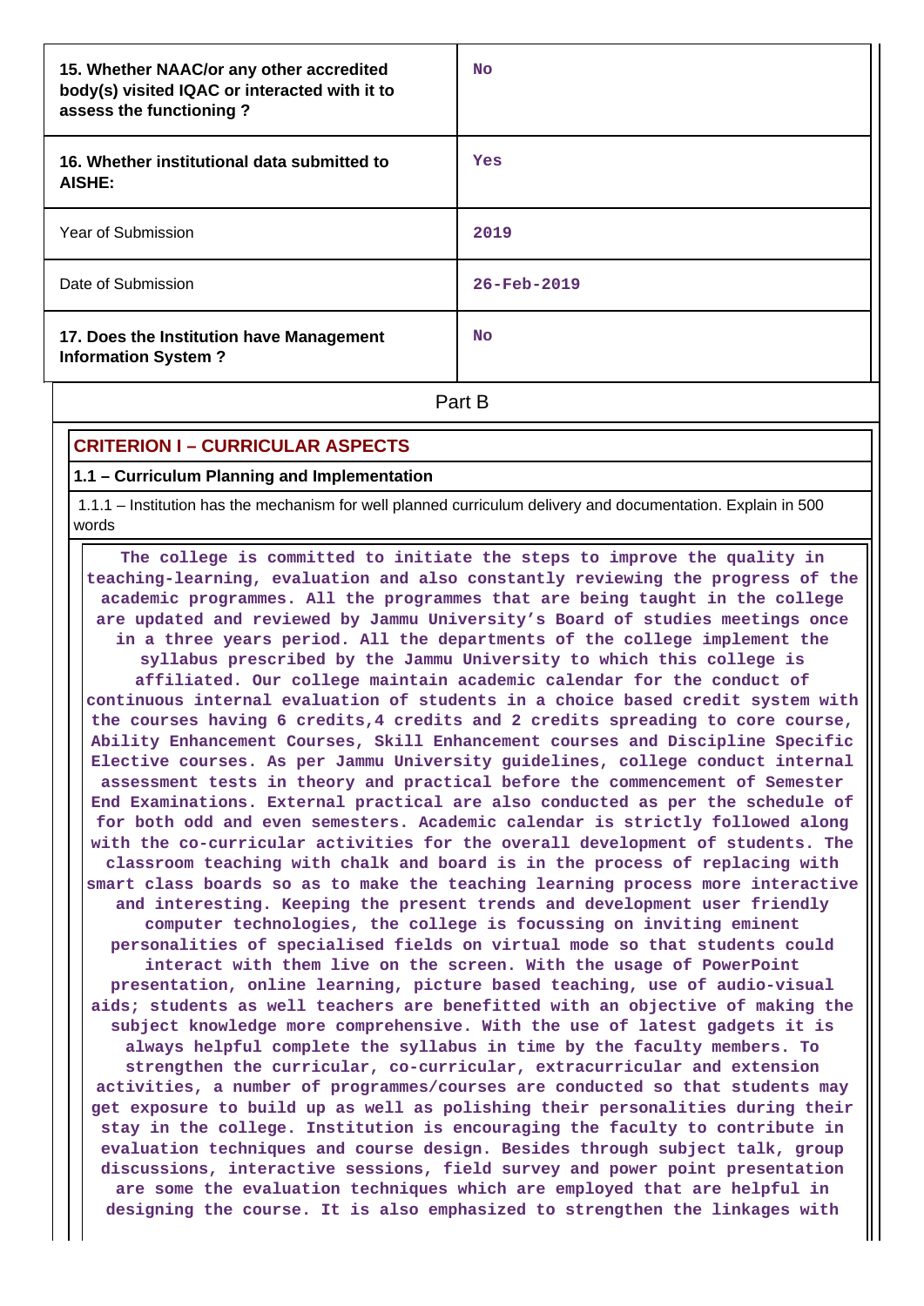| | |
|---|---|
| **15. Whether NAAC/or any other accredited body(s) visited IQAC or interacted with it to assess the functioning ?** | No |
| **16. Whether institutional data submitted to AISHE:** | Yes |
| Year of Submission | 2019 |
| Date of Submission | 26-Feb-2019 |
| **17. Does the Institution have Management Information System ?** | No |

Part B

## CRITERION I – CURRICULAR ASPECTS

### 1.1 – Curriculum Planning and Implementation

1.1.1 – Institution has the mechanism for well planned curriculum delivery and documentation. Explain in 500 words

**The college is committed to initiate the steps to improve the quality in teaching-learning, evaluation and also constantly reviewing the progress of the academic programmes. All the programmes that are being taught in the college are updated and reviewed by Jammu University's Board of studies meetings once in a three years period. All the departments of the college implement the syllabus prescribed by the Jammu University to which this college is affiliated. Our college maintain academic calendar for the conduct of continuous internal evaluation of students in a choice based credit system with the courses having 6 credits,4 credits and 2 credits spreading to core course, Ability Enhancement Courses, Skill Enhancement courses and Discipline Specific Elective courses. As per Jammu University guidelines, college conduct internal assessment tests in theory and practical before the commencement of Semester End Examinations. External practical are also conducted as per the schedule of for both odd and even semesters. Academic calendar is strictly followed along with the co-curricular activities for the overall development of students. The classroom teaching with chalk and board is in the process of replacing with smart class boards so as to make the teaching learning process more interactive and interesting. Keeping the present trends and development user friendly computer technologies, the college is focussing on inviting eminent personalities of specialised fields on virtual mode so that students could interact with them live on the screen. With the usage of PowerPoint presentation, online learning, picture based teaching, use of audio-visual aids; students as well teachers are benefitted with an objective of making the subject knowledge more comprehensive. With the use of latest gadgets it is always helpful complete the syllabus in time by the faculty members. To strengthen the curricular, co-curricular, extracurricular and extension activities, a number of programmes/courses are conducted so that students may get exposure to build up as well as polishing their personalities during their stay in the college. Institution is encouraging the faculty to contribute in evaluation techniques and course design. Besides through subject talk, group discussions, interactive sessions, field survey and power point presentation are some the evaluation techniques which are employed that are helpful in designing the course. It is also emphasized to strengthen the linkages with**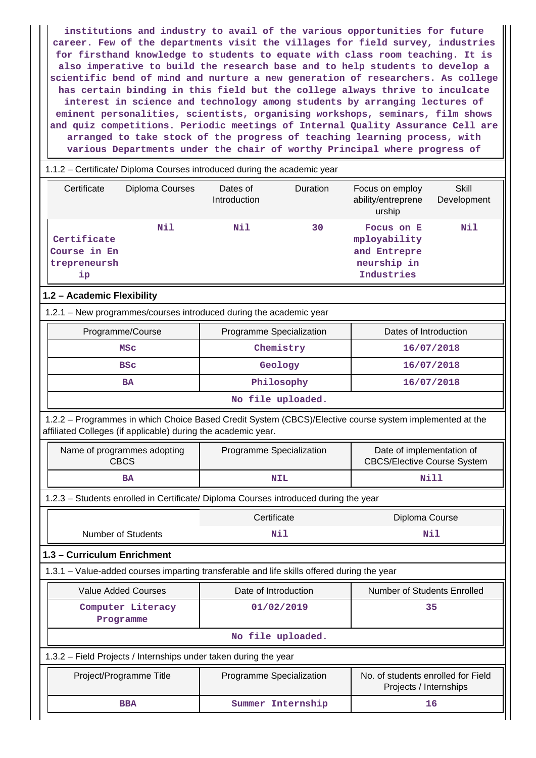institutions and industry to avail of the various opportunities for future career. Few of the departments visit the villages for field survey, industries for firsthand knowledge to students to equate with class room teaching. It is also imperative to build the research base and to help students to develop a scientific bend of mind and nurture a new generation of researchers. As college has certain binding in this field but the college always thrive to inculcate interest in science and technology among students by arranging lectures of eminent personalities, scientists, organising workshops, seminars, film shows and quiz competitions. Periodic meetings of Internal Quality Assurance Cell are arranged to take stock of the progress of teaching learning process, with various Departments under the chair of worthy Principal where progress of

1.1.2 – Certificate/ Diploma Courses introduced during the academic year

| Certificate | Diploma Courses | Dates of Introduction | Duration | Focus on employ ability/entreprene urship | Skill Development |
|---|---|---|---|---|---|
| Certificate Course in Entrepreneurship | Nil | Nil | 30 | Focus on Employability and Entrepreneurship in Industries | Nil |

## 1.2 – Academic Flexibility

1.2.1 – New programmes/courses introduced during the academic year

| Programme/Course | Programme Specialization | Dates of Introduction |
|---|---|---|
| MSc | Chemistry | 16/07/2018 |
| BSc | Geology | 16/07/2018 |
| BA | Philosophy | 16/07/2018 |
| No file uploaded. | | |

1.2.2 – Programmes in which Choice Based Credit System (CBCS)/Elective course system implemented at the affiliated Colleges (if applicable) during the academic year.

| Name of programmes adopting CBCS | Programme Specialization | Date of implementation of CBCS/Elective Course System |
|---|---|---|
| BA | NIL | Nill |

1.2.3 – Students enrolled in Certificate/ Diploma Courses introduced during the year

| | Certificate | Diploma Course |
|---|---|---|
| Number of Students | Nil | Nil |

## 1.3 – Curriculum Enrichment

1.3.1 – Value-added courses imparting transferable and life skills offered during the year

| Value Added Courses | Date of Introduction | Number of Students Enrolled |
|---|---|---|
| Computer Literacy Programme | 01/02/2019 | 35 |
| No file uploaded. | | |

1.3.2 – Field Projects / Internships under taken during the year

| Project/Programme Title | Programme Specialization | No. of students enrolled for Field Projects / Internships |
|---|---|---|
| BBA | Summer Internship | 16 |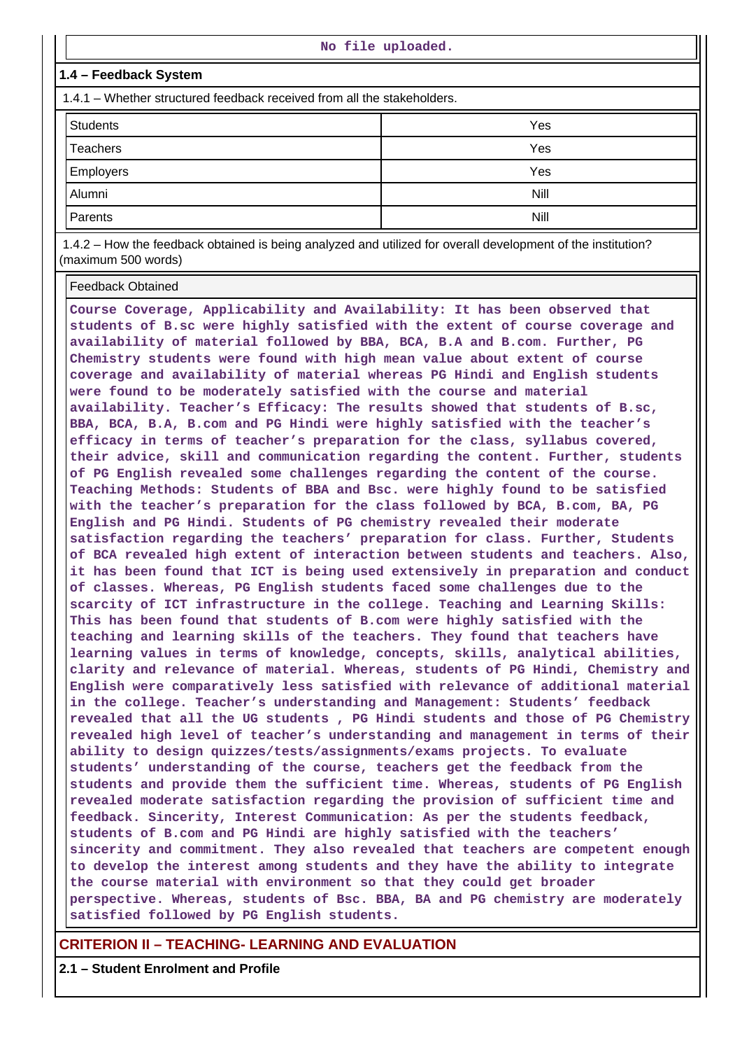No file uploaded.

**1.4 – Feedback System**

1.4.1 – Whether structured feedback received from all the stakeholders.

| Students | Yes |
|---|---|
| Teachers | Yes |
| Employers | Yes |
| Alumni | Nill |
| Parents | Nill |

1.4.2 – How the feedback obtained is being analyzed and utilized for overall development of the institution? (maximum 500 words)

| Feedback Obtained |
|---|
| Course Coverage, Applicability and Availability: It has been observed that students of B.sc were highly satisfied with the extent of course coverage and availability of material followed by BBA, BCA, B.A and B.com. Further, PG Chemistry students were found with high mean value about extent of course coverage and availability of material whereas PG Hindi and English students were found to be moderately satisfied with the course and material availability. Teacher's Efficacy: The results showed that students of B.sc, BBA, BCA, B.A, B.com and PG Hindi were highly satisfied with the teacher's efficacy in terms of teacher's preparation for the class, syllabus covered, their advice, skill and communication regarding the content. Further, students of PG English revealed some challenges regarding the content of the course. Teaching Methods: Students of BBA and Bsc. were highly found to be satisfied with the teacher's preparation for the class followed by BCA, B.com, BA, PG English and PG Hindi. Students of PG chemistry revealed their moderate satisfaction regarding the teachers' preparation for class. Further, Students of BCA revealed high extent of interaction between students and teachers. Also, it has been found that ICT is being used extensively in preparation and conduct of classes. Whereas, PG English students faced some challenges due to the scarcity of ICT infrastructure in the college. Teaching and Learning Skills: This has been found that students of B.com were highly satisfied with the teaching and learning skills of the teachers. They found that teachers have learning values in terms of knowledge, concepts, skills, analytical abilities, clarity and relevance of material. Whereas, students of PG Hindi, Chemistry and English were comparatively less satisfied with relevance of additional material in the college. Teacher's understanding and Management: Students' feedback revealed that all the UG students , PG Hindi students and those of PG Chemistry revealed high level of teacher's understanding and management in terms of their ability to design quizzes/tests/assignments/exams projects. To evaluate students' understanding of the course, teachers get the feedback from the students and provide them the sufficient time. Whereas, students of PG English revealed moderate satisfaction regarding the provision of sufficient time and feedback. Sincerity, Interest Communication: As per the students feedback, students of B.com and PG Hindi are highly satisfied with the teachers' sincerity and commitment. They also revealed that teachers are competent enough to develop the interest among students and they have the ability to integrate the course material with environment so that they could get broader perspective. Whereas, students of Bsc. BBA, BA and PG chemistry are moderately satisfied followed by PG English students. |

## CRITERION II – TEACHING- LEARNING AND EVALUATION

**2.1 – Student Enrolment and Profile**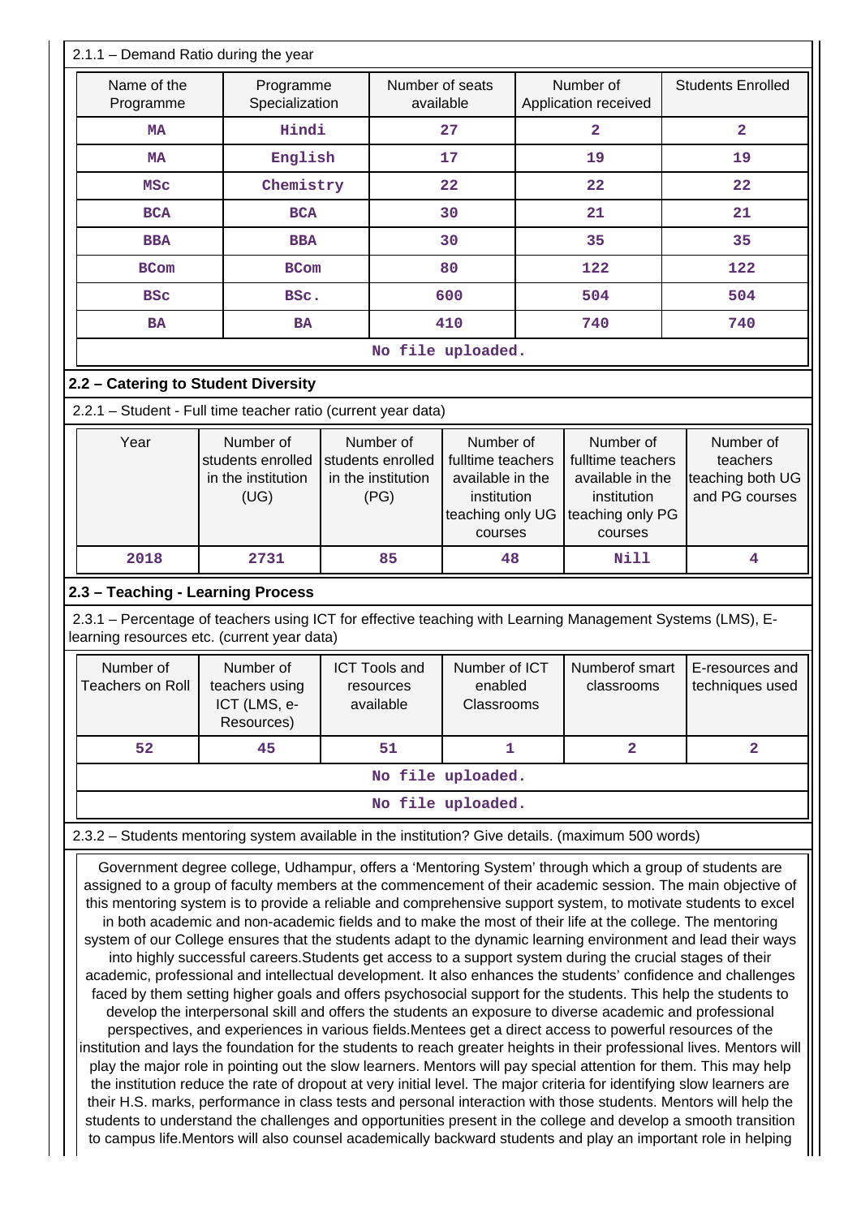2.1.1 – Demand Ratio during the year

| Name of the Programme | Programme Specialization | Number of seats available | Number of Application received | Students Enrolled |
|---|---|---|---|---|
| MA | Hindi | 27 | 2 | 2 |
| MA | English | 17 | 19 | 19 |
| MSc | Chemistry | 22 | 22 | 22 |
| BCA | BCA | 30 | 21 | 21 |
| BBA | BBA | 30 | 35 | 35 |
| BCom | BCom | 80 | 122 | 122 |
| BSc | BSc. | 600 | 504 | 504 |
| BA | BA | 410 | 740 | 740 |
| No file uploaded. | | | | |

## 2.2 – Catering to Student Diversity

2.2.1 – Student - Full time teacher ratio (current year data)

| Year | Number of students enrolled in the institution (UG) | Number of students enrolled in the institution (PG) | Number of fulltime teachers available in the institution teaching only UG courses | Number of fulltime teachers available in the institution teaching only PG courses | Number of teachers teaching both UG and PG courses |
|---|---|---|---|---|---|
| 2018 | 2731 | 85 | 48 | Nill | 4 |

## 2.3 – Teaching - Learning Process

2.3.1 – Percentage of teachers using ICT for effective teaching with Learning Management Systems (LMS), E-learning resources etc. (current year data)

| Number of Teachers on Roll | Number of teachers using ICT (LMS, e-Resources) | ICT Tools and resources available | Number of ICT enabled Classrooms | Numberof smart classrooms | E-resources and techniques used |
|---|---|---|---|---|---|
| 52 | 45 | 51 | 1 | 2 | 2 |
| No file uploaded. | | | | | |
| No file uploaded. | | | | | |

2.3.2 – Students mentoring system available in the institution? Give details. (maximum 500 words)

Government degree college, Udhampur, offers a 'Mentoring System' through which a group of students are assigned to a group of faculty members at the commencement of their academic session. The main objective of this mentoring system is to provide a reliable and comprehensive support system, to motivate students to excel in both academic and non-academic fields and to make the most of their life at the college. The mentoring system of our College ensures that the students adapt to the dynamic learning environment and lead their ways into highly successful careers.Students get access to a support system during the crucial stages of their academic, professional and intellectual development. It also enhances the students' confidence and challenges faced by them setting higher goals and offers psychosocial support for the students. This help the students to develop the interpersonal skill and offers the students an exposure to diverse academic and professional perspectives, and experiences in various fields.Mentees get a direct access to powerful resources of the institution and lays the foundation for the students to reach greater heights in their professional lives. Mentors will play the major role in pointing out the slow learners. Mentors will pay special attention for them. This may help the institution reduce the rate of dropout at very initial level. The major criteria for identifying slow learners are their H.S. marks, performance in class tests and personal interaction with those students. Mentors will help the students to understand the challenges and opportunities present in the college and develop a smooth transition to campus life.Mentors will also counsel academically backward students and play an important role in helping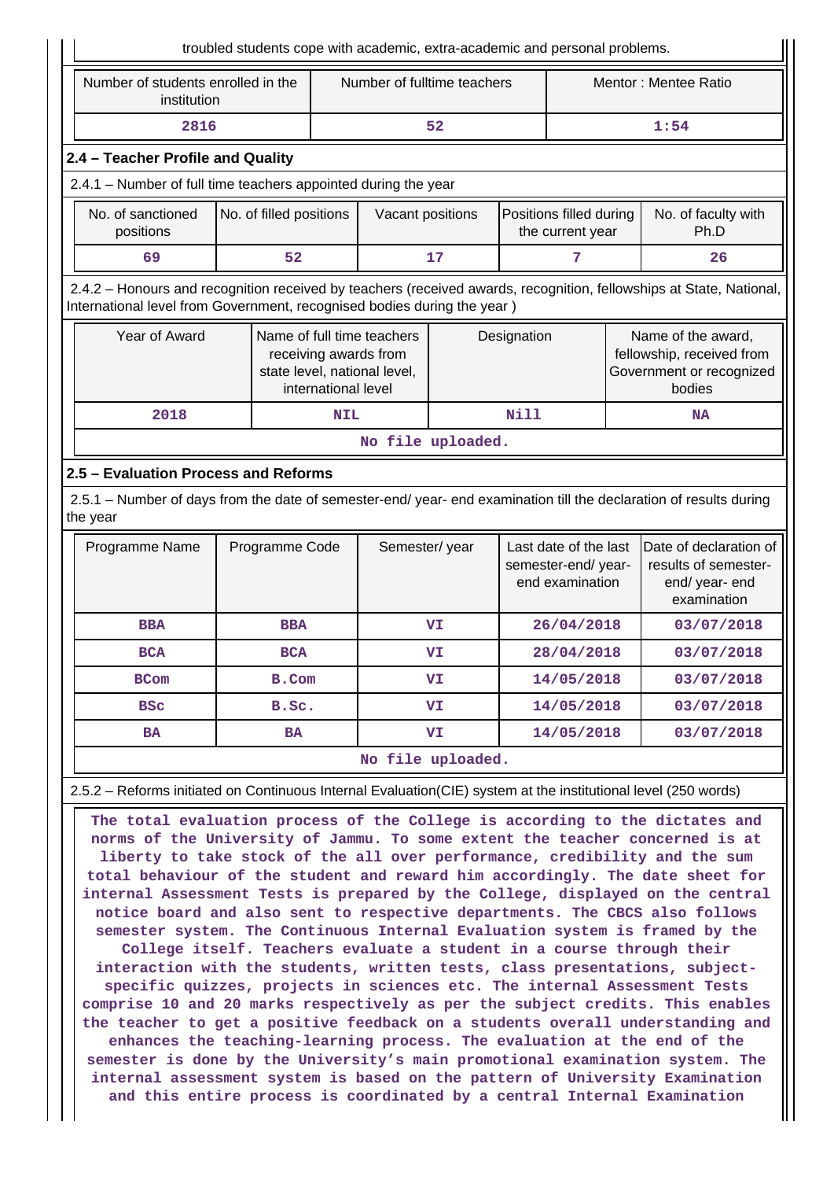troubled students cope with academic, extra-academic and personal problems.

| Number of students enrolled in the institution | Number of fulltime teachers | Mentor : Mentee Ratio |
|---|---|---|
| 2816 | 52 | 1:54 |

### 2.4 – Teacher Profile and Quality

2.4.1 – Number of full time teachers appointed during the year

| No. of sanctioned positions | No. of filled positions | Vacant positions | Positions filled during the current year | No. of faculty with Ph.D |
|---|---|---|---|---|
| 69 | 52 | 17 | 7 | 26 |

2.4.2 – Honours and recognition received by teachers (received awards, recognition, fellowships at State, National, International level from Government, recognised bodies during the year )

| Year of Award | Name of full time teachers receiving awards from state level, national level, international level | Designation | Name of the award, fellowship, received from Government or recognized bodies |
|---|---|---|---|
| 2018 | NIL | Nill | NA |
| No file uploaded. | | | |

### 2.5 – Evaluation Process and Reforms

2.5.1 – Number of days from the date of semester-end/ year- end examination till the declaration of results during the year

| Programme Name | Programme Code | Semester/ year | Last date of the last semester-end/ year- end examination | Date of declaration of results of semester-end/ year- end examination |
|---|---|---|---|---|
| BBA | BBA | VI | 26/04/2018 | 03/07/2018 |
| BCA | BCA | VI | 28/04/2018 | 03/07/2018 |
| BCom | B.Com | VI | 14/05/2018 | 03/07/2018 |
| BSc | B.Sc. | VI | 14/05/2018 | 03/07/2018 |
| BA | BA | VI | 14/05/2018 | 03/07/2018 |
| No file uploaded. | | | | |

2.5.2 – Reforms initiated on Continuous Internal Evaluation(CIE) system at the institutional level (250 words)

The total evaluation process of the College is according to the dictates and norms of the University of Jammu. To some extent the teacher concerned is at liberty to take stock of the all over performance, credibility and the sum total behaviour of the student and reward him accordingly. The date sheet for internal Assessment Tests is prepared by the College, displayed on the central notice board and also sent to respective departments. The CBCS also follows semester system. The Continuous Internal Evaluation system is framed by the College itself. Teachers evaluate a student in a course through their interaction with the students, written tests, class presentations, subject-specific quizzes, projects in sciences etc. The internal Assessment Tests comprise 10 and 20 marks respectively as per the subject credits. This enables the teacher to get a positive feedback on a students overall understanding and enhances the teaching-learning process. The evaluation at the end of the semester is done by the University's main promotional examination system. The internal assessment system is based on the pattern of University Examination and this entire process is coordinated by a central Internal Examination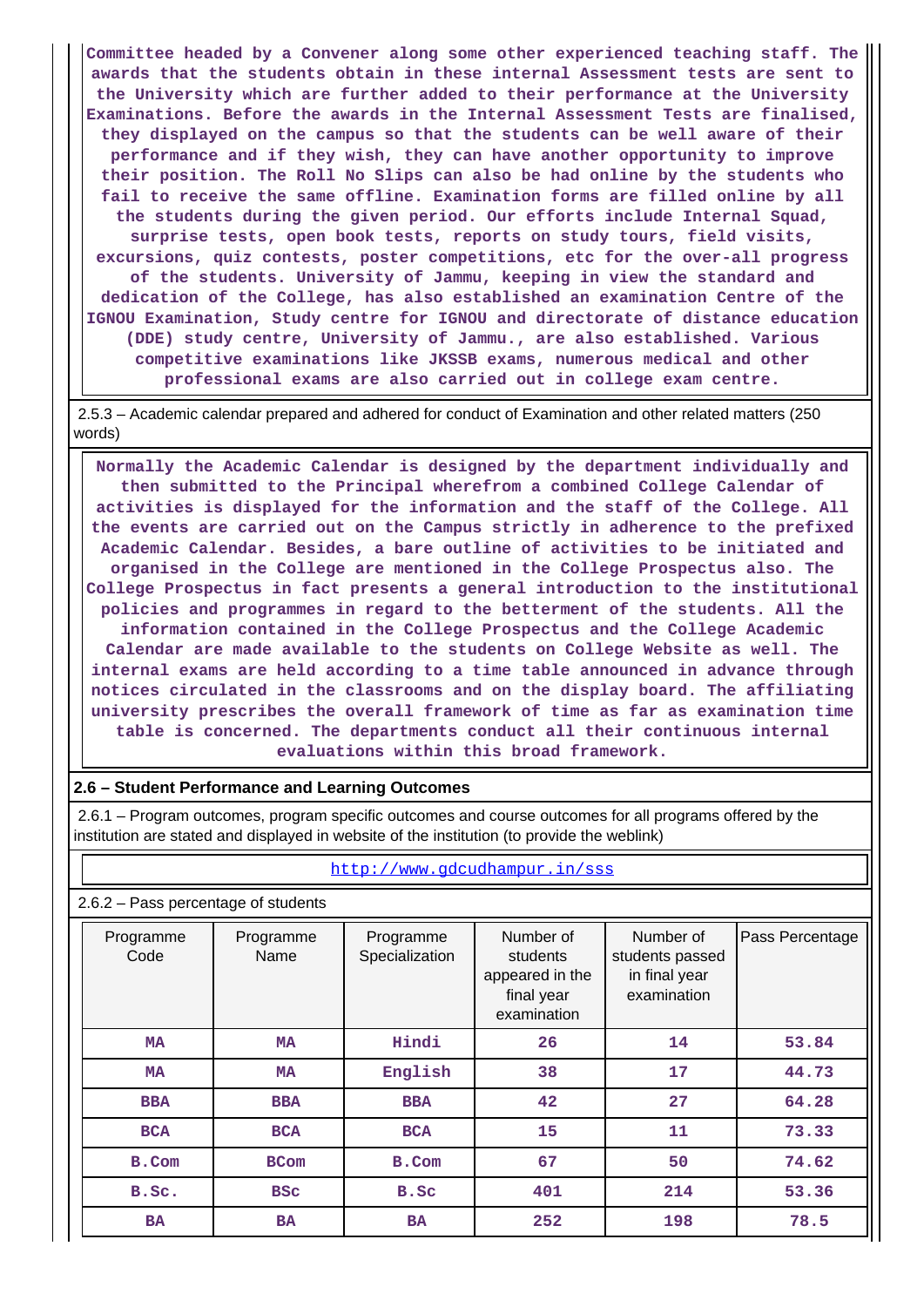Committee headed by a Convener along some other experienced teaching staff. The awards that the students obtain in these internal Assessment tests are sent to the University which are further added to their performance at the University Examinations. Before the awards in the Internal Assessment Tests are finalised, they displayed on the campus so that the students can be well aware of their performance and if they wish, they can have another opportunity to improve their position. The Roll No Slips can also be had online by the students who fail to receive the same offline. Examination forms are filled online by all the students during the given period. Our efforts include Internal Squad, surprise tests, open book tests, reports on study tours, field visits, excursions, quiz contests, poster competitions, etc for the over-all progress of the students. University of Jammu, keeping in view the standard and dedication of the College, has also established an examination Centre of the IGNOU Examination, Study centre for IGNOU and directorate of distance education (DDE) study centre, University of Jammu., are also established. Various competitive examinations like JKSSB exams, numerous medical and other professional exams are also carried out in college exam centre.

2.5.3 – Academic calendar prepared and adhered for conduct of Examination and other related matters (250 words)

Normally the Academic Calendar is designed by the department individually and then submitted to the Principal wherefrom a combined College Calendar of activities is displayed for the information and the staff of the College. All the events are carried out on the Campus strictly in adherence to the prefixed Academic Calendar. Besides, a bare outline of activities to be initiated and organised in the College are mentioned in the College Prospectus also. The College Prospectus in fact presents a general introduction to the institutional policies and programmes in regard to the betterment of the students. All the information contained in the College Prospectus and the College Academic Calendar are made available to the students on College Website as well. The internal exams are held according to a time table announced in advance through notices circulated in the classrooms and on the display board. The affiliating university prescribes the overall framework of time as far as examination time table is concerned. The departments conduct all their continuous internal evaluations within this broad framework.

## 2.6 – Student Performance and Learning Outcomes

2.6.1 – Program outcomes, program specific outcomes and course outcomes for all programs offered by the institution are stated and displayed in website of the institution (to provide the weblink)

http://www.gdcudhampur.in/sss

2.6.2 – Pass percentage of students

| Programme Code | Programme Name | Programme Specialization | Number of students appeared in the final year examination | Number of students passed in final year examination | Pass Percentage |
|---|---|---|---|---|---|
| MA | MA | Hindi | 26 | 14 | 53.84 |
| MA | MA | English | 38 | 17 | 44.73 |
| BBA | BBA | BBA | 42 | 27 | 64.28 |
| BCA | BCA | BCA | 15 | 11 | 73.33 |
| B.Com | BCom | B.Com | 67 | 50 | 74.62 |
| B.Sc. | BSc | B.Sc | 401 | 214 | 53.36 |
| BA | BA | BA | 252 | 198 | 78.5 |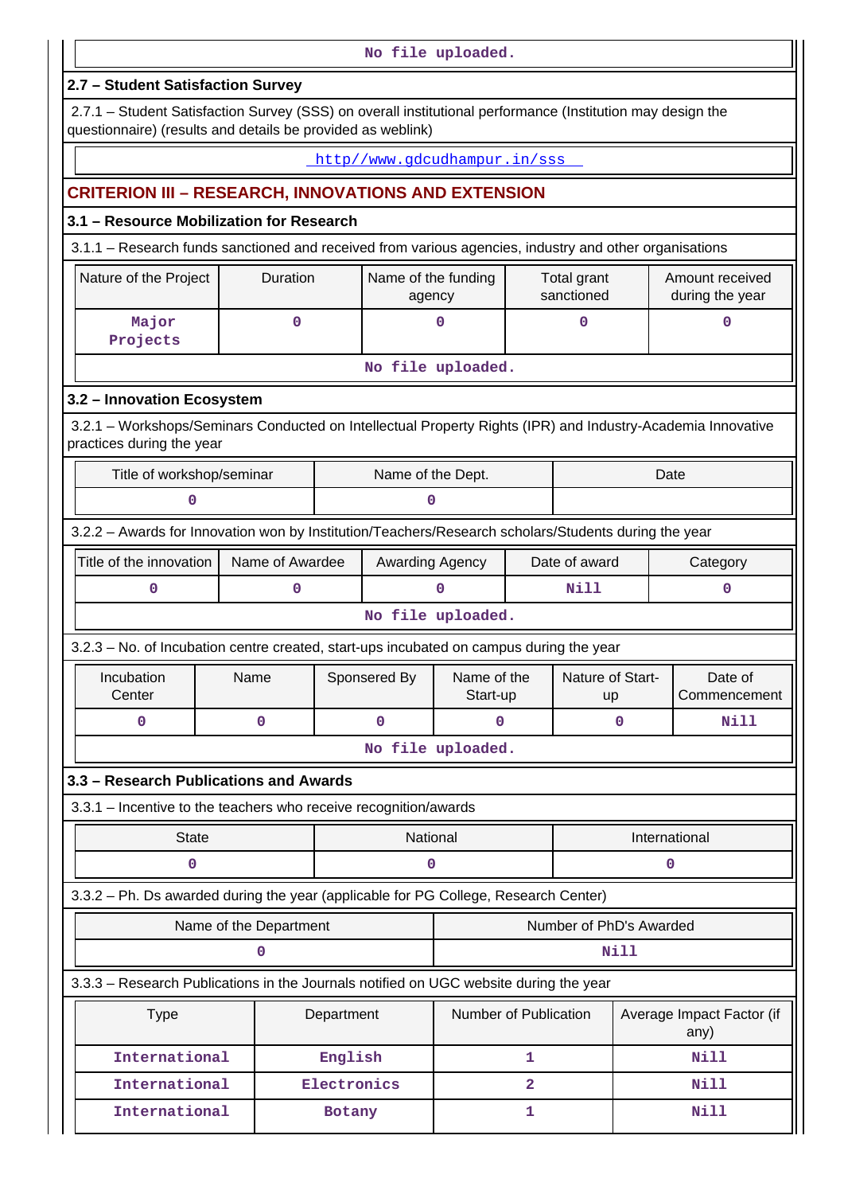No file uploaded.

### 2.7 – Student Satisfaction Survey

2.7.1 – Student Satisfaction Survey (SSS) on overall institutional performance (Institution may design the questionnaire) (results and details be provided as weblink)

http//www.gdcudhampur.in/sss

## CRITERION III – RESEARCH, INNOVATIONS AND EXTENSION

### 3.1 – Resource Mobilization for Research

3.1.1 – Research funds sanctioned and received from various agencies, industry and other organisations

| Nature of the Project | Duration | Name of the funding agency | Total grant sanctioned | Amount received during the year |
|---|---|---|---|---|
| Major Projects | 0 | 0 | 0 | 0 |

No file uploaded.

### 3.2 – Innovation Ecosystem

3.2.1 – Workshops/Seminars Conducted on Intellectual Property Rights (IPR) and Industry-Academia Innovative practices during the year

| Title of workshop/seminar | Name of the Dept. | Date |
|---|---|---|
| 0 | 0 | |

3.2.2 – Awards for Innovation won by Institution/Teachers/Research scholars/Students during the year

| Title of the innovation | Name of Awardee | Awarding Agency | Date of award | Category |
|---|---|---|---|---|
| 0 | 0 | 0 | Nill | 0 |

No file uploaded.

3.2.3 – No. of Incubation centre created, start-ups incubated on campus during the year

| Incubation Center | Name | Sponsored By | Name of the Start-up | Nature of Start-up | Date of Commencement |
|---|---|---|---|---|---|
| 0 | 0 | 0 | 0 | 0 | Nill |

No file uploaded.

### 3.3 – Research Publications and Awards

3.3.1 – Incentive to the teachers who receive recognition/awards

| State | National | International |
|---|---|---|
| 0 | 0 | 0 |

3.3.2 – Ph. Ds awarded during the year (applicable for PG College, Research Center)

| Name of the Department | Number of PhD's Awarded |
|---|---|
| 0 | Nill |

3.3.3 – Research Publications in the Journals notified on UGC website during the year

| Type | Department | Number of Publication | Average Impact Factor (if any) |
|---|---|---|---|
| International | English | 1 | Nill |
| International | Electronics | 2 | Nill |
| International | Botany | 1 | Nill |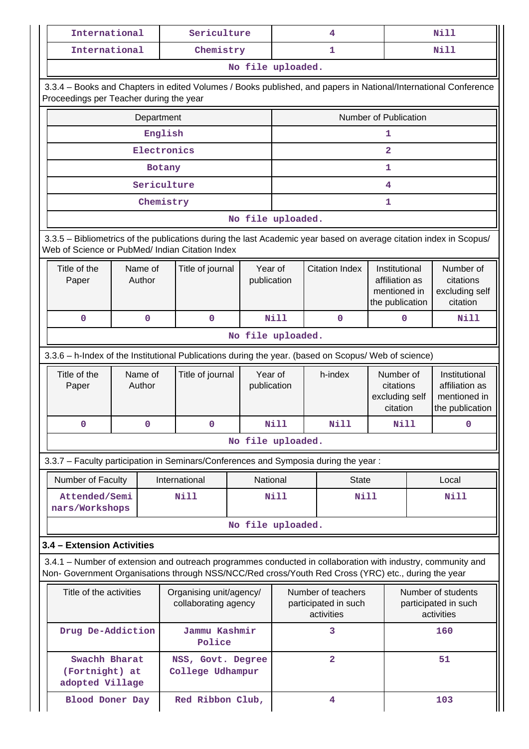| International | Sericulture | 4 | Nill |
|---|---|---|---|
| International | Chemistry | 1 | Nill |
| No file uploaded. | | | |

3.3.4 – Books and Chapters in edited Volumes / Books published, and papers in National/International Conference Proceedings per Teacher during the year

| Department | Number of Publication |
|---|---|
| English | 1 |
| Electronics | 2 |
| Botany | 1 |
| Sericulture | 4 |
| Chemistry | 1 |
| No file uploaded. | |

3.3.5 – Bibliometrics of the publications during the last Academic year based on average citation index in Scopus/ Web of Science or PubMed/ Indian Citation Index

| Title of the Paper | Name of Author | Title of journal | Year of publication | Citation Index | Institutional affiliation as mentioned in the publication | Number of citations excluding self citation |
|---|---|---|---|---|---|---|
| 0 | 0 | 0 | Nill | 0 | 0 | Nill |
| No file uploaded. | | | | | | |

3.3.6 – h-Index of the Institutional Publications during the year. (based on Scopus/ Web of science)

| Title of the Paper | Name of Author | Title of journal | Year of publication | h-index | Number of citations excluding self citation | Institutional affiliation as mentioned in the publication |
|---|---|---|---|---|---|---|
| 0 | 0 | 0 | Nill | Nill | Nill | 0 |
| No file uploaded. | | | | | | |

3.3.7 – Faculty participation in Seminars/Conferences and Symposia during the year :

| Number of Faculty | International | National | State | Local |
|---|---|---|---|---|
| Attended/Seminars/Workshops | Nill | Nill | Nill | Nill |
| No file uploaded. | | | | |

**3.4 – Extension Activities**

3.4.1 – Number of extension and outreach programmes conducted in collaboration with industry, community and Non- Government Organisations through NSS/NCC/Red cross/Youth Red Cross (YRC) etc., during the year

| Title of the activities | Organising unit/agency/ collaborating agency | Number of teachers participated in such activities | Number of students participated in such activities |
|---|---|---|---|
| Drug De-Addiction | Jammu Kashmir Police | 3 | 160 |
| Swachh Bharat (Fortnight) at adopted Village | NSS, Govt. Degree College Udhampur | 2 | 51 |
| Blood Doner Day | Red Ribbon Club, | 4 | 103 |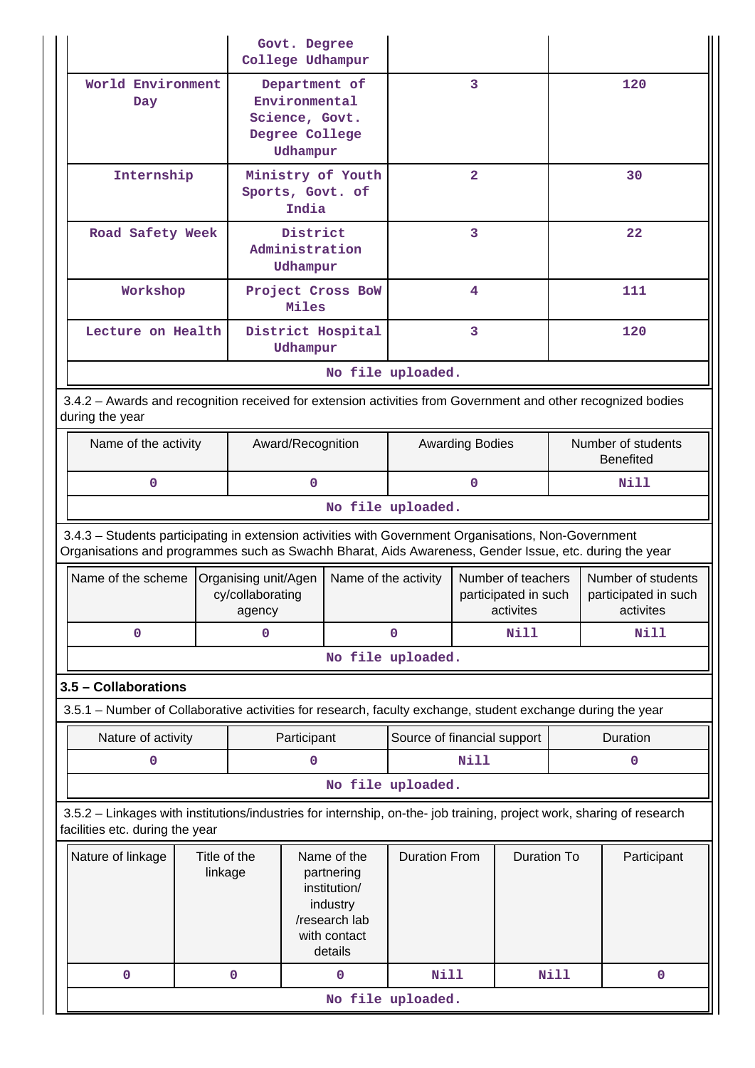| | Govt. Degree College Udhampur | | |
|---|---|---|---|
| World Environment Day | Department of Environmental Science, Govt. Degree College Udhampur | 3 | 120 |
| Internship | Ministry of Youth Sports, Govt. of India | 2 | 30 |
| Road Safety Week | District Administration Udhampur | 3 | 22 |
| Workshop | Project Cross BoW Miles | 4 | 111 |
| Lecture on Health | District Hospital Udhampur | 3 | 120 |

No file uploaded.

3.4.2 – Awards and recognition received for extension activities from Government and other recognized bodies during the year

| Name of the activity | Award/Recognition | Awarding Bodies | Number of students Benefited |
|---|---|---|---|
| 0 | 0 | 0 | Nill |

No file uploaded.

3.4.3 – Students participating in extension activities with Government Organisations, Non-Government Organisations and programmes such as Swachh Bharat, Aids Awareness, Gender Issue, etc. during the year

| Name of the scheme | Organising unit/Agency/collaborating agency | Name of the activity | Number of teachers participated in such activites | Number of students participated in such activites |
|---|---|---|---|---|
| 0 | 0 | 0 | Nill | Nill |

No file uploaded.

## 3.5 – Collaborations

3.5.1 – Number of Collaborative activities for research, faculty exchange, student exchange during the year

| Nature of activity | Participant | Source of financial support | Duration |
|---|---|---|---|
| 0 | 0 | Nill | 0 |

No file uploaded.

3.5.2 – Linkages with institutions/industries for internship, on-the- job training, project work, sharing of research facilities etc. during the year

| Nature of linkage | Title of the linkage | Name of the partnering institution/ industry /research lab with contact details | Duration From | Duration To | Participant |
|---|---|---|---|---|---|
| 0 | 0 | 0 | Nill | Nill | 0 |

No file uploaded.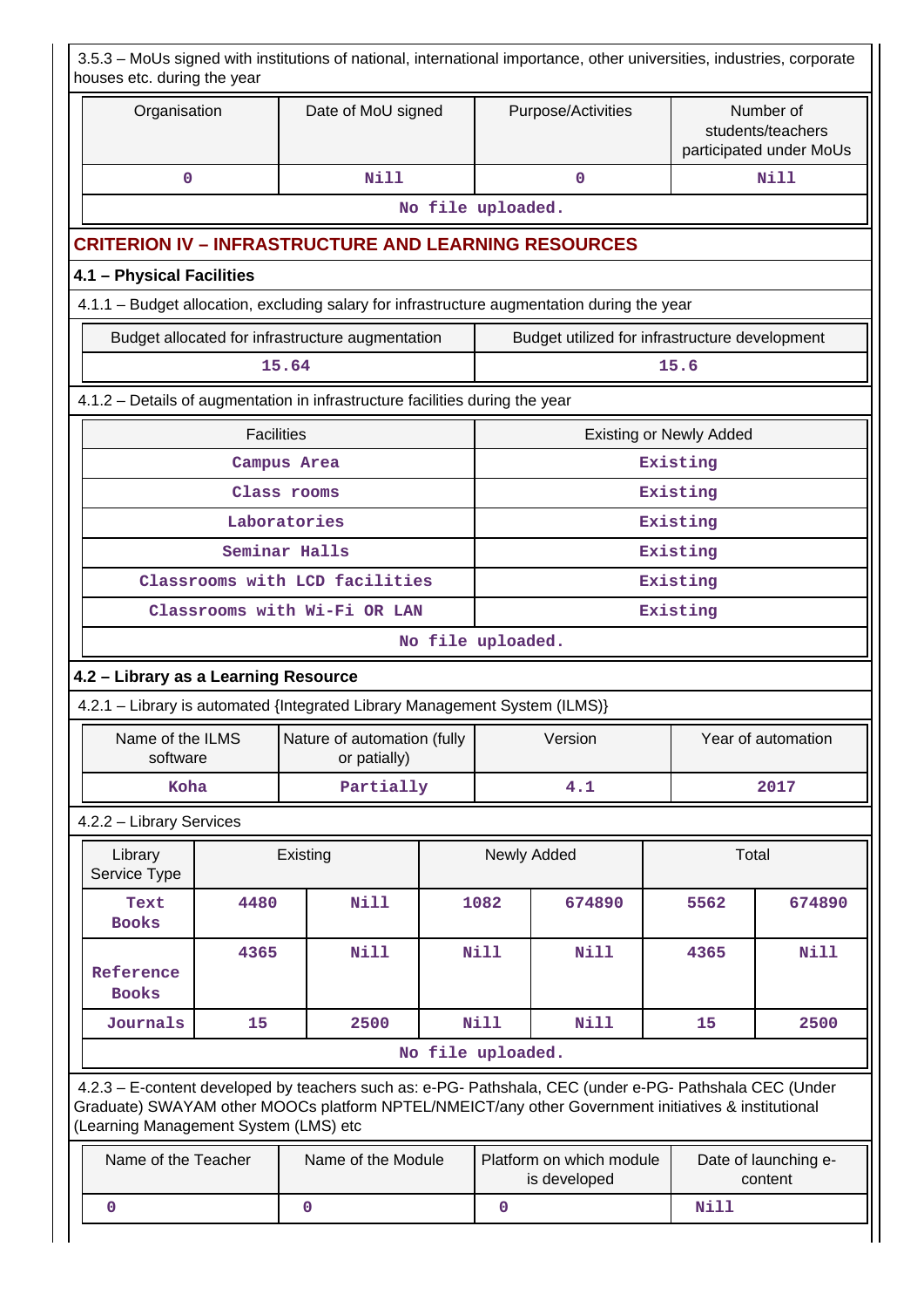3.5.3 – MoUs signed with institutions of national, international importance, other universities, industries, corporate houses etc. during the year

| Organisation | Date of MoU signed | Purpose/Activities | Number of students/teachers participated under MoUs |
|---|---|---|---|
| 0 | Nill | 0 | Nill |
| No file uploaded. | | | |

## CRITERION IV – INFRASTRUCTURE AND LEARNING RESOURCES

### 4.1 – Physical Facilities

4.1.1 – Budget allocation, excluding salary for infrastructure augmentation during the year

| Budget allocated for infrastructure augmentation | Budget utilized for infrastructure development |
|---|---|
| 15.64 | 15.6 |

4.1.2 – Details of augmentation in infrastructure facilities during the year

| Facilities | Existing or Newly Added |
|---|---|
| Campus Area | Existing |
| Class rooms | Existing |
| Laboratories | Existing |
| Seminar Halls | Existing |
| Classrooms with LCD facilities | Existing |
| Classrooms with Wi-Fi OR LAN | Existing |
| No file uploaded. | |

### 4.2 – Library as a Learning Resource

4.2.1 – Library is automated {Integrated Library Management System (ILMS)}

| Name of the ILMS software | Nature of automation (fully or patially) | Version | Year of automation |
|---|---|---|---|
| Koha | Partially | 4.1 | 2017 |

4.2.2 – Library Services

| Library Service Type | Existing | | Newly Added | | Total | |
|---|---|---|---|---|---|---|
| Text Books | 4480 | Nill | 1082 | 674890 | 5562 | 674890 |
| Reference Books | 4365 | Nill | Nill | Nill | 4365 | Nill |
| Journals | 15 | 2500 | Nill | Nill | 15 | 2500 |
| No file uploaded. | | | | | | |

4.2.3 – E-content developed by teachers such as: e-PG- Pathshala, CEC (under e-PG- Pathshala CEC (Under Graduate) SWAYAM other MOOCs platform NPTEL/NMEICT/any other Government initiatives & institutional (Learning Management System (LMS) etc

| Name of the Teacher | Name of the Module | Platform on which module is developed | Date of launching e-content |
|---|---|---|---|
| 0 | 0 | 0 | Nill |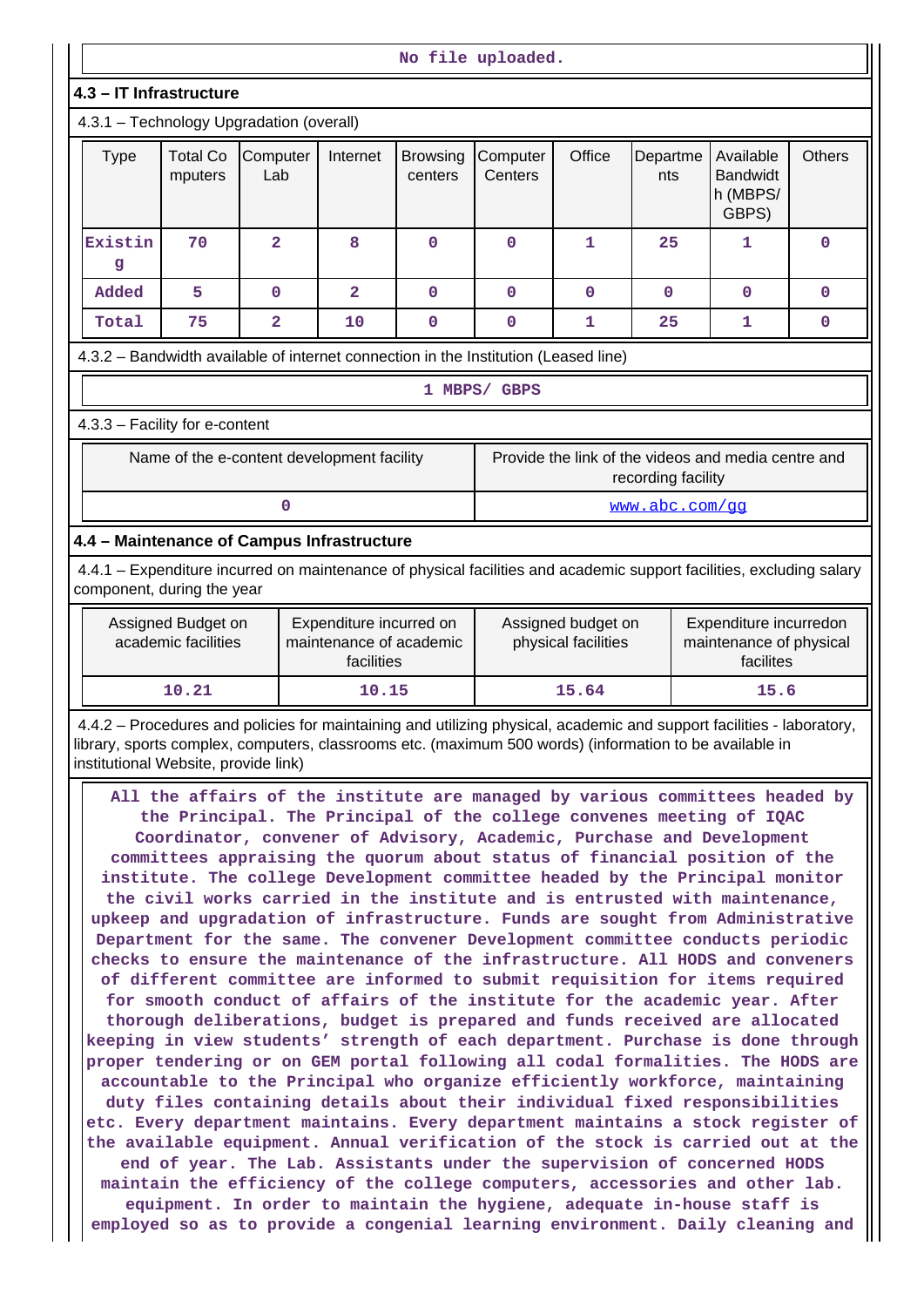No file uploaded.

### 4.3 – IT Infrastructure

4.3.1 – Technology Upgradation (overall)

| Type | Total Computers | Computer Lab | Internet | Browsing centers | Computer Centers | Office | Departments | Available Bandwidth (MBPS/ GBPS) | Others |
|---|---|---|---|---|---|---|---|---|---|
| Existing | 70 | 2 | 8 | 0 | 0 | 1 | 25 | 1 | 0 |
| Added | 5 | 0 | 2 | 0 | 0 | 0 | 0 | 0 | 0 |
| Total | 75 | 2 | 10 | 0 | 0 | 1 | 25 | 1 | 0 |

4.3.2 – Bandwidth available of internet connection in the Institution (Leased line)

1 MBPS/ GBPS

4.3.3 – Facility for e-content

| Name of the e-content development facility | Provide the link of the videos and media centre and recording facility |
|---|---|
| 0 | www.abc.com/gg |

### 4.4 – Maintenance of Campus Infrastructure

4.4.1 – Expenditure incurred on maintenance of physical facilities and academic support facilities, excluding salary component, during the year

| Assigned Budget on academic facilities | Expenditure incurred on maintenance of academic facilities | Assigned budget on physical facilities | Expenditure incurredon maintenance of physical facilites |
|---|---|---|---|
| 10.21 | 10.15 | 15.64 | 15.6 |

4.4.2 – Procedures and policies for maintaining and utilizing physical, academic and support facilities - laboratory, library, sports complex, computers, classrooms etc. (maximum 500 words) (information to be available in institutional Website, provide link)

All the affairs of the institute are managed by various committees headed by the Principal. The Principal of the college convenes meeting of IQAC Coordinator, convener of Advisory, Academic, Purchase and Development committees appraising the quorum about status of financial position of the institute. The college Development committee headed by the Principal monitor the civil works carried in the institute and is entrusted with maintenance, upkeep and upgradation of infrastructure. Funds are sought from Administrative Department for the same. The convener Development committee conducts periodic checks to ensure the maintenance of the infrastructure. All HODS and conveners of different committee are informed to submit requisition for items required for smooth conduct of affairs of the institute for the academic year. After thorough deliberations, budget is prepared and funds received are allocated keeping in view students' strength of each department. Purchase is done through proper tendering or on GEM portal following all codal formalities. The HODS are accountable to the Principal who organize efficiently workforce, maintaining duty files containing details about their individual fixed responsibilities etc. Every department maintains. Every department maintains a stock register of the available equipment. Annual verification of the stock is carried out at the end of year. The Lab. Assistants under the supervision of concerned HODS maintain the efficiency of the college computers, accessories and other lab. equipment. In order to maintain the hygiene, adequate in-house staff is employed so as to provide a congenial learning environment. Daily cleaning and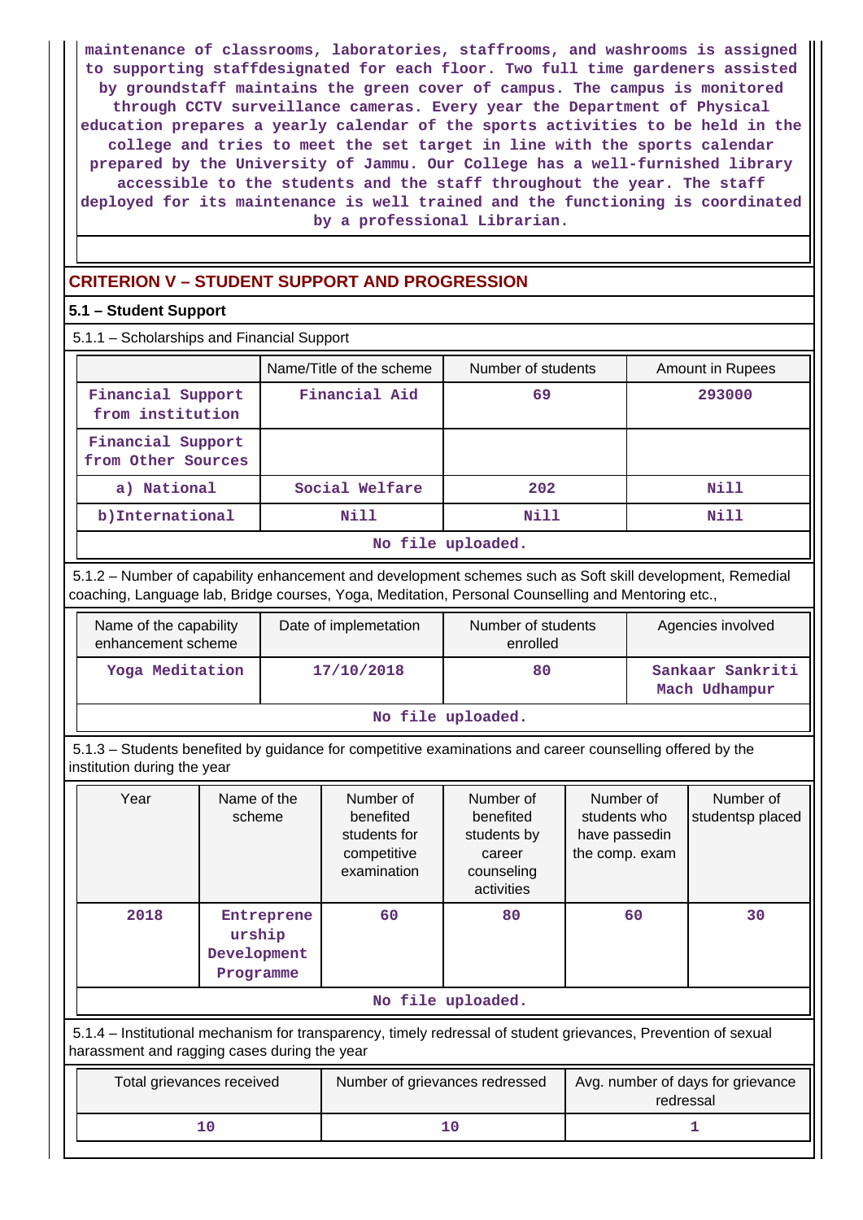maintenance of classrooms, laboratories, staffrooms, and washrooms is assigned to supporting staffdesignated for each floor. Two full time gardeners assisted by groundstaff maintains the green cover of campus. The campus is monitored through CCTV surveillance cameras. Every year the Department of Physical education prepares a yearly calendar of the sports activities to be held in the college and tries to meet the set target in line with the sports calendar prepared by the University of Jammu. Our College has a well-furnished library accessible to the students and the staff throughout the year. The staff deployed for its maintenance is well trained and the functioning is coordinated by a professional Librarian.

## CRITERION V – STUDENT SUPPORT AND PROGRESSION

### 5.1 – Student Support

5.1.1 – Scholarships and Financial Support

| | Name/Title of the scheme | Number of students | Amount in Rupees |
|---|---|---|---|
| Financial Support from institution | Financial Aid | 69 | 293000 |
| Financial Support from Other Sources | | | |
| a) National | Social Welfare | 202 | Nill |
| b)International | Nill | Nill | Nill |
| No file uploaded. | | | |

5.1.2 – Number of capability enhancement and development schemes such as Soft skill development, Remedial coaching, Language lab, Bridge courses, Yoga, Meditation, Personal Counselling and Mentoring etc.,

| Name of the capability enhancement scheme | Date of implemetation | Number of students enrolled | Agencies involved |
|---|---|---|---|
| Yoga Meditation | 17/10/2018 | 80 | Sankaar Sankriti Mach Udhampur |
| No file uploaded. | | | |

5.1.3 – Students benefited by guidance for competitive examinations and career counselling offered by the institution during the year

| Year | Name of the scheme | Number of benefited students for competitive examination | Number of benefited students by career counseling activities | Number of students who have passedin the comp. exam | Number of studentsp placed |
|---|---|---|---|---|---|
| 2018 | Entrepreneurship Development Programme | 60 | 80 | 60 | 30 |
| No file uploaded. | | | | | |

5.1.4 – Institutional mechanism for transparency, timely redressal of student grievances, Prevention of sexual harassment and ragging cases during the year

| Total grievances received | Number of grievances redressed | Avg. number of days for grievance redressal |
|---|---|---|
| 10 | 10 | 1 |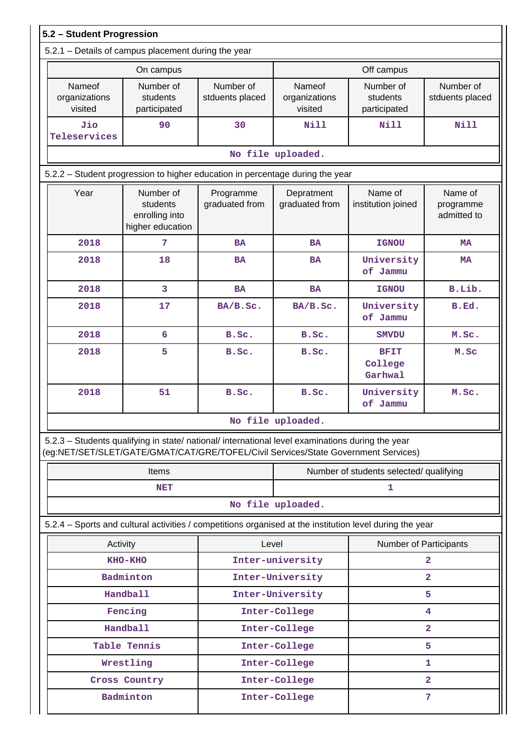## 5.2 – Student Progression

5.2.1 – Details of campus placement during the year

| On campus | | | Off campus | | |
|---|---|---|---|---|---|
| Nameof organizations visited | Number of students participated | Number of stduents placed | Nameof organizations visited | Number of students participated | Number of stduents placed |
| Jio Teleservices | 90 | 30 | Nill | Nill | Nill |

No file uploaded.

5.2.2 – Student progression to higher education in percentage during the year

| Year | Number of students enrolling into higher education | Programme graduated from | Depratment graduated from | Name of institution joined | Name of programme admitted to |
|---|---|---|---|---|---|
| 2018 | 7 | BA | BA | IGNOU | MA |
| 2018 | 18 | BA | BA | University of Jammu | MA |
| 2018 | 3 | BA | BA | IGNOU | B.Lib. |
| 2018 | 17 | BA/B.Sc. | BA/B.Sc. | University of Jammu | B.Ed. |
| 2018 | 6 | B.Sc. | B.Sc. | SMVDU | M.Sc. |
| 2018 | 5 | B.Sc. | B.Sc. | BFIT College Garhwal | M.Sc |
| 2018 | 51 | B.Sc. | B.Sc. | University of Jammu | M.Sc. |

No file uploaded.

5.2.3 – Students qualifying in state/ national/ international level examinations during the year (eg:NET/SET/SLET/GATE/GMAT/CAT/GRE/TOFEL/Civil Services/State Government Services)

| Items | Number of students selected/ qualifying |
|---|---|
| NET | 1 |

No file uploaded.

5.2.4 – Sports and cultural activities / competitions organised at the institution level during the year

| Activity | Level | Number of Participants |
|---|---|---|
| KHO-KHO | Inter-university | 2 |
| Badminton | Inter-University | 2 |
| Handball | Inter-University | 5 |
| Fencing | Inter-College | 4 |
| Handball | Inter-College | 2 |
| Table Tennis | Inter-College | 5 |
| Wrestling | Inter-College | 1 |
| Cross Country | Inter-College | 2 |
| Badminton | Inter-College | 7 |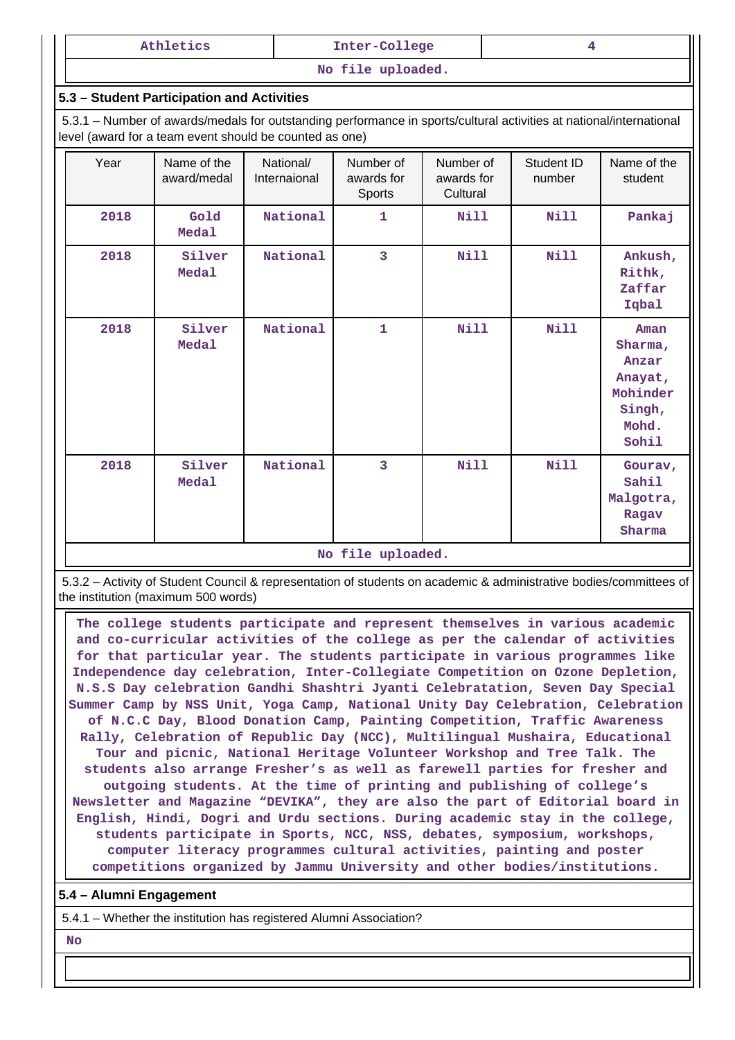| Athletics | Inter-College | 4 |
|---|---|---|
| No file uploaded. | | |

**5.3 – Student Participation and Activities**

5.3.1 – Number of awards/medals for outstanding performance in sports/cultural activities at national/international level (award for a team event should be counted as one)

| Year | Name of the award/medal | National/ Internaional | Number of awards for Sports | Number of awards for Cultural | Student ID number | Name of the student |
|---|---|---|---|---|---|---|
| 2018 | Gold Medal | National | 1 | Nill | Nill | Pankaj |
| 2018 | Silver Medal | National | 3 | Nill | Nill | Ankush, Rithk, Zaffar Iqbal |
| 2018 | Silver Medal | National | 1 | Nill | Nill | Aman Sharma, Anzar Anayat, Mohinder Singh, Mohd. Sohil |
| 2018 | Silver Medal | National | 3 | Nill | Nill | Gourav, Sahil Malgotra, Ragav Sharma |
| No file uploaded. | | | | | | |

5.3.2 – Activity of Student Council & representation of students on academic & administrative bodies/committees of the institution (maximum 500 words)

The college students participate and represent themselves in various academic and co-curricular activities of the college as per the calendar of activities for that particular year. The students participate in various programmes like Independence day celebration, Inter-Collegiate Competition on Ozone Depletion, N.S.S Day celebration Gandhi Shashtri Jyanti Celebratation, Seven Day Special Summer Camp by NSS Unit, Yoga Camp, National Unity Day Celebration, Celebration of N.C.C Day, Blood Donation Camp, Painting Competition, Traffic Awareness Rally, Celebration of Republic Day (NCC), Multilingual Mushaira, Educational Tour and picnic, National Heritage Volunteer Workshop and Tree Talk. The students also arrange Fresher's as well as farewell parties for fresher and outgoing students. At the time of printing and publishing of college's Newsletter and Magazine "DEVIKA", they are also the part of Editorial board in English, Hindi, Dogri and Urdu sections. During academic stay in the college, students participate in Sports, NCC, NSS, debates, symposium, workshops, computer literacy programmes cultural activities, painting and poster competitions organized by Jammu University and other bodies/institutions.

**5.4 – Alumni Engagement**

5.4.1 – Whether the institution has registered Alumni Association?

No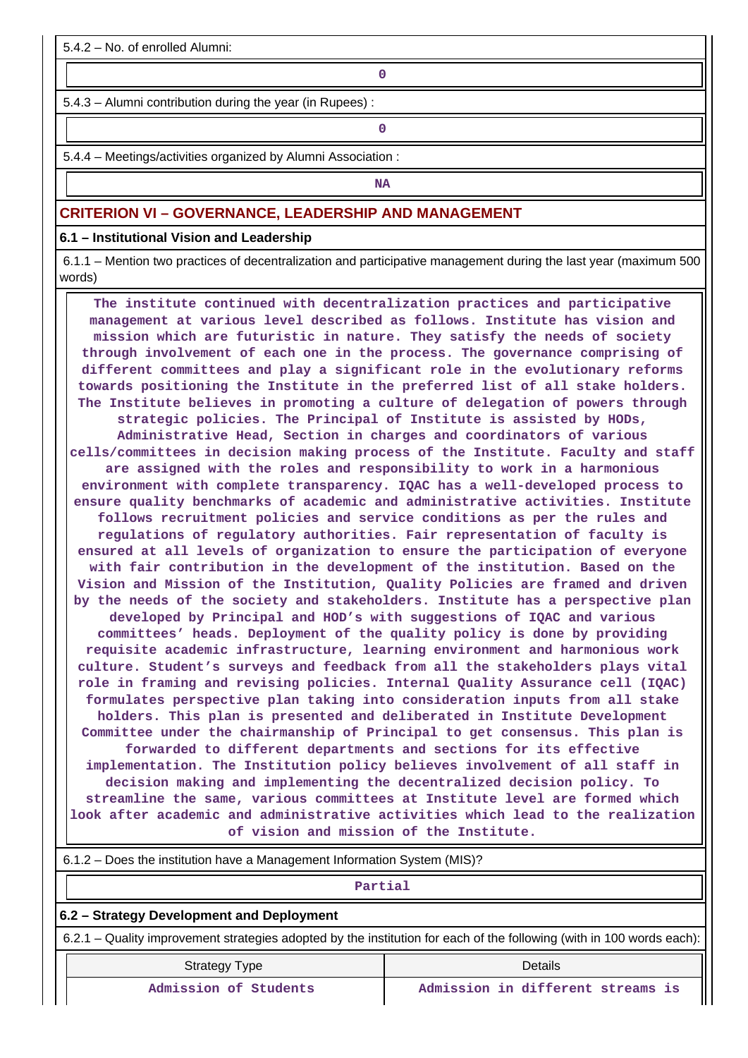5.4.2 – No. of enrolled Alumni:

0

5.4.3 – Alumni contribution during the year (in Rupees) :

0

5.4.4 – Meetings/activities organized by Alumni Association :

NA

## CRITERION VI – GOVERNANCE, LEADERSHIP AND MANAGEMENT

### 6.1 – Institutional Vision and Leadership

6.1.1 – Mention two practices of decentralization and participative management during the last year (maximum 500 words)

The institute continued with decentralization practices and participative management at various level described as follows. Institute has vision and mission which are futuristic in nature. They satisfy the needs of society through involvement of each one in the process. The governance comprising of different committees and play a significant role in the evolutionary reforms towards positioning the Institute in the preferred list of all stake holders. The Institute believes in promoting a culture of delegation of powers through strategic policies. The Principal of Institute is assisted by HODs, Administrative Head, Section in charges and coordinators of various cells/committees in decision making process of the Institute. Faculty and staff are assigned with the roles and responsibility to work in a harmonious environment with complete transparency. IQAC has a well-developed process to ensure quality benchmarks of academic and administrative activities. Institute follows recruitment policies and service conditions as per the rules and regulations of regulatory authorities. Fair representation of faculty is ensured at all levels of organization to ensure the participation of everyone with fair contribution in the development of the institution. Based on the Vision and Mission of the Institution, Quality Policies are framed and driven by the needs of the society and stakeholders. Institute has a perspective plan developed by Principal and HOD's with suggestions of IQAC and various committees' heads. Deployment of the quality policy is done by providing requisite academic infrastructure, learning environment and harmonious work culture. Student's surveys and feedback from all the stakeholders plays vital role in framing and revising policies. Internal Quality Assurance cell (IQAC) formulates perspective plan taking into consideration inputs from all stake holders. This plan is presented and deliberated in Institute Development Committee under the chairmanship of Principal to get consensus. This plan is forwarded to different departments and sections for its effective implementation. The Institution policy believes involvement of all staff in decision making and implementing the decentralized decision policy. To streamline the same, various committees at Institute level are formed which look after academic and administrative activities which lead to the realization of vision and mission of the Institute.

6.1.2 – Does the institution have a Management Information System (MIS)?

Partial

### 6.2 – Strategy Development and Deployment

6.2.1 – Quality improvement strategies adopted by the institution for each of the following (with in 100 words each):

| Strategy Type | Details |
|---|---|
| Admission of Students | Admission in different streams is |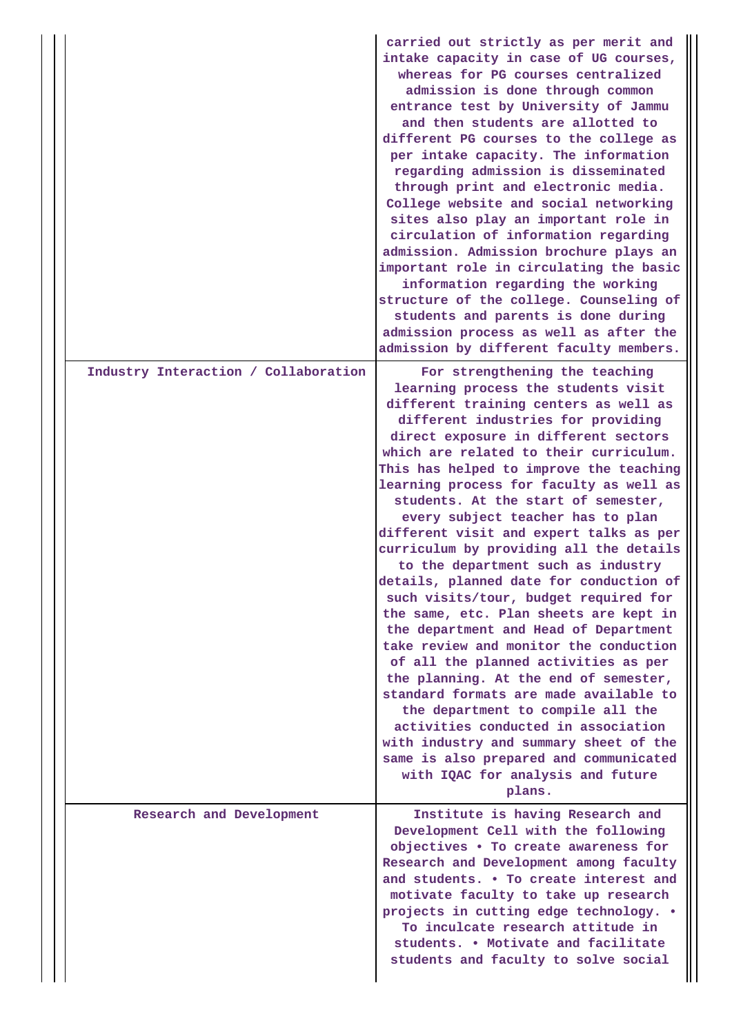| | |
|---|---|
| | carried out strictly as per merit and intake capacity in case of UG courses, whereas for PG courses centralized admission is done through common entrance test by University of Jammu and then students are allotted to different PG courses to the college as per intake capacity. The information regarding admission is disseminated through print and electronic media. College website and social networking sites also play an important role in circulation of information regarding admission. Admission brochure plays an important role in circulating the basic information regarding the working structure of the college. Counseling of students and parents is done during admission process as well as after the admission by different faculty members. |
| Industry Interaction / Collaboration | For strengthening the teaching learning process the students visit different training centers as well as different industries for providing direct exposure in different sectors which are related to their curriculum. This has helped to improve the teaching learning process for faculty as well as students. At the start of semester, every subject teacher has to plan different visit and expert talks as per curriculum by providing all the details to the department such as industry details, planned date for conduction of such visits/tour, budget required for the same, etc. Plan sheets are kept in the department and Head of Department take review and monitor the conduction of all the planned activities as per the planning. At the end of semester, standard formats are made available to the department to compile all the activities conducted in association with industry and summary sheet of the same is also prepared and communicated with IQAC for analysis and future plans. |
| Research and Development | Institute is having Research and Development Cell with the following objectives • To create awareness for Research and Development among faculty and students. • To create interest and motivate faculty to take up research projects in cutting edge technology. • To inculcate research attitude in students. • Motivate and facilitate students and faculty to solve social |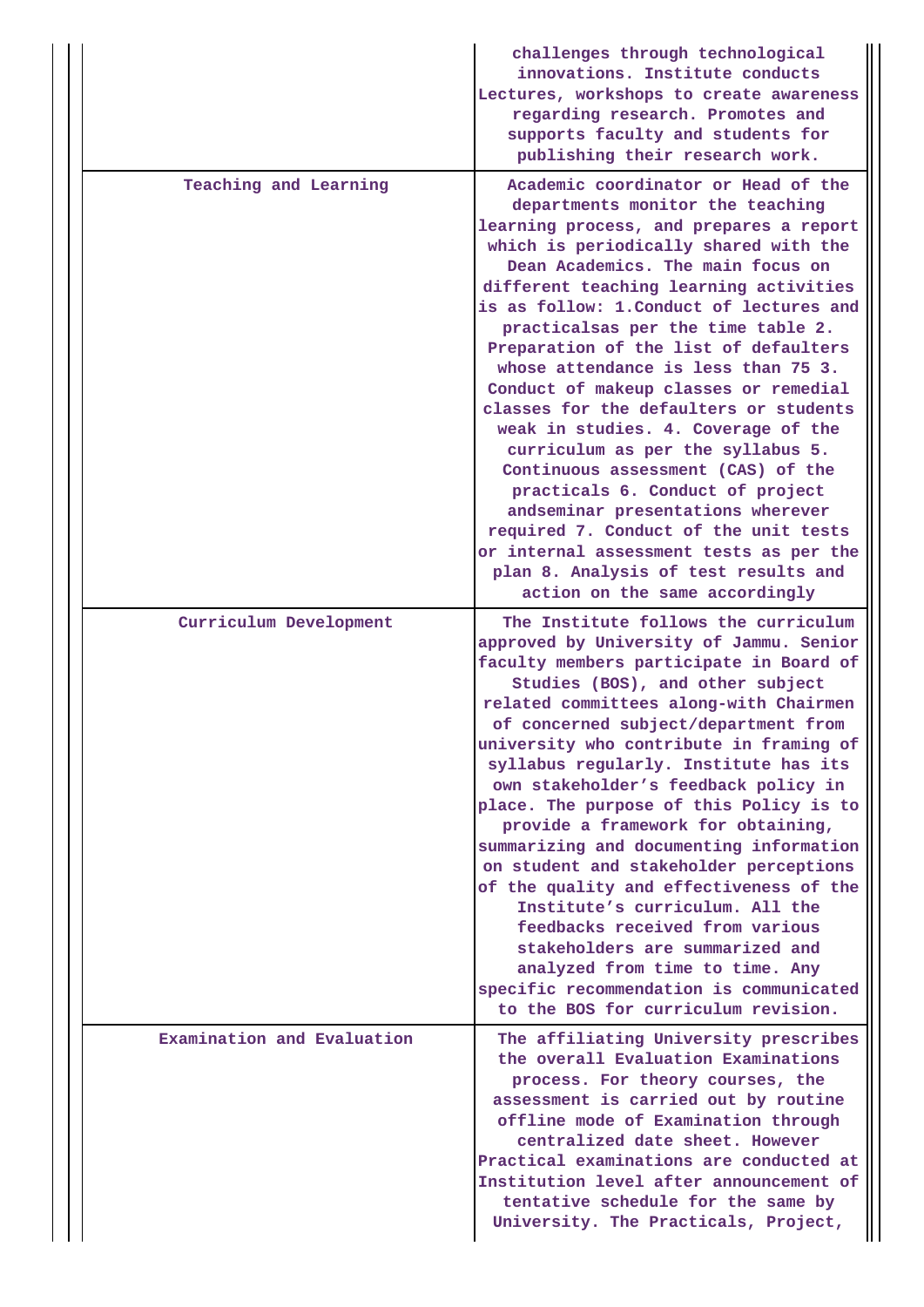| | |
|---|---|
| | challenges through technological innovations. Institute conducts Lectures, workshops to create awareness regarding research. Promotes and supports faculty and students for publishing their research work. |
| Teaching and Learning | Academic coordinator or Head of the departments monitor the teaching learning process, and prepares a report which is periodically shared with the Dean Academics. The main focus on different teaching learning activities is as follow: 1.Conduct of lectures and practicalsas per the time table 2. Preparation of the list of defaulters whose attendance is less than 75 3. Conduct of makeup classes or remedial classes for the defaulters or students weak in studies. 4. Coverage of the curriculum as per the syllabus 5. Continuous assessment (CAS) of the practicals 6. Conduct of project andseminar presentations wherever required 7. Conduct of the unit tests or internal assessment tests as per the plan 8. Analysis of test results and action on the same accordingly |
| Curriculum Development | The Institute follows the curriculum approved by University of Jammu. Senior faculty members participate in Board of Studies (BOS), and other subject related committees along-with Chairmen of concerned subject/department from university who contribute in framing of syllabus regularly. Institute has its own stakeholder's feedback policy in place. The purpose of this Policy is to provide a framework for obtaining, summarizing and documenting information on student and stakeholder perceptions of the quality and effectiveness of the Institute's curriculum. All the feedbacks received from various stakeholders are summarized and analyzed from time to time. Any specific recommendation is communicated to the BOS for curriculum revision. |
| Examination and Evaluation | The affiliating University prescribes the overall Evaluation Examinations process. For theory courses, the assessment is carried out by routine offline mode of Examination through centralized date sheet. However Practical examinations are conducted at Institution level after announcement of tentative schedule for the same by University. The Practicals, Project, |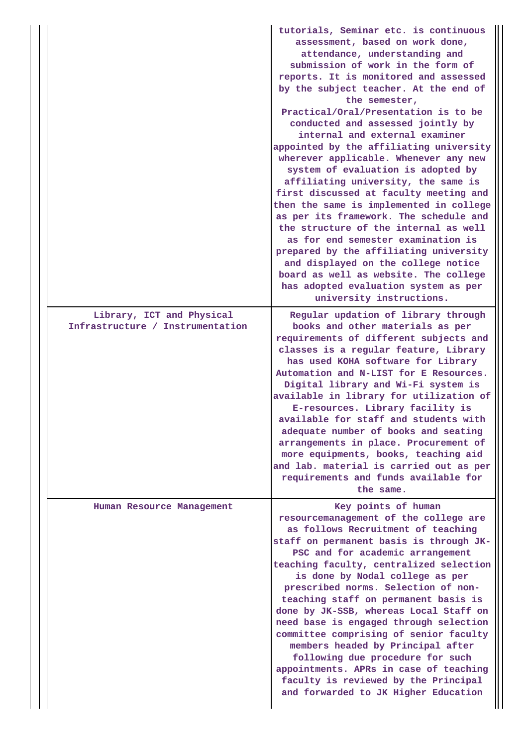| | |
|---|---|
| | tutorials, Seminar etc. is continuous assessment, based on work done, attendance, understanding and submission of work in the form of reports. It is monitored and assessed by the subject teacher. At the end of the semester, Practical/Oral/Presentation is to be conducted and assessed jointly by internal and external examiner appointed by the affiliating university wherever applicable. Whenever any new system of evaluation is adopted by affiliating university, the same is first discussed at faculty meeting and then the same is implemented in college as per its framework. The schedule and the structure of the internal as well as for end semester examination is prepared by the affiliating university and displayed on the college notice board as well as website. The college has adopted evaluation system as per university instructions. |
| Library, ICT and Physical Infrastructure / Instrumentation | Regular updation of library through books and other materials as per requirements of different subjects and classes is a regular feature, Library has used KOHA software for Library Automation and N-LIST for E Resources. Digital library and Wi-Fi system is available in library for utilization of E-resources. Library facility is available for staff and students with adequate number of books and seating arrangements in place. Procurement of more equipments, books, teaching aid and lab. material is carried out as per requirements and funds available for the same. |
| Human Resource Management | Key points of human resourcemanagement of the college are as follows Recruitment of teaching staff on permanent basis is through JK-PSC and for academic arrangement teaching faculty, centralized selection is done by Nodal college as per prescribed norms. Selection of non-teaching staff on permanent basis is done by JK-SSB, whereas Local Staff on need base is engaged through selection committee comprising of senior faculty members headed by Principal after following due procedure for such appointments. APRs in case of teaching faculty is reviewed by the Principal and forwarded to JK Higher Education |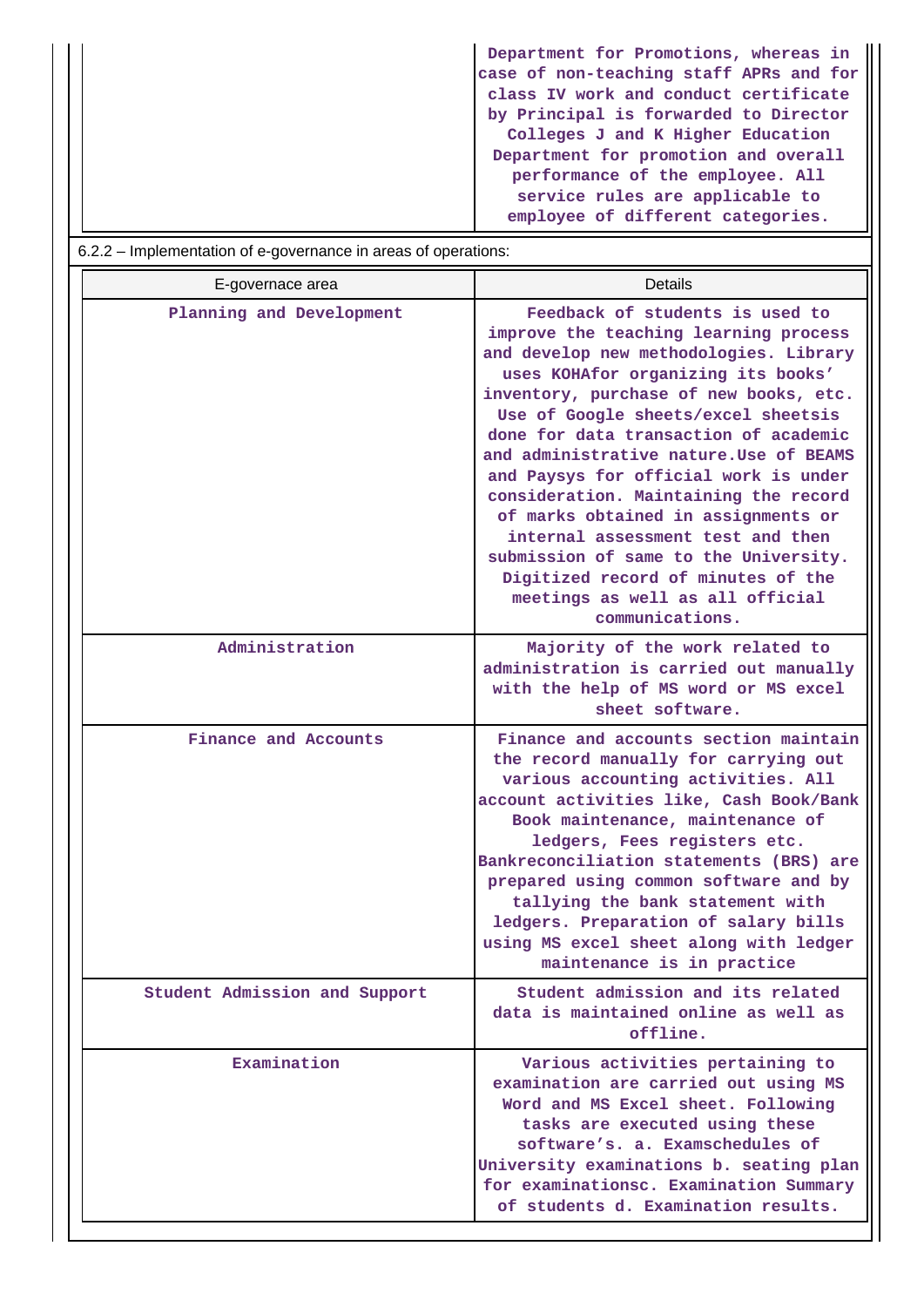| | |
|---|---|
| | Department for Promotions, whereas in case of non-teaching staff APRs and for class IV work and conduct certificate by Principal is forwarded to Director Colleges J and K Higher Education Department for promotion and overall performance of the employee. All service rules are applicable to employee of different categories. |

6.2.2 – Implementation of e-governance in areas of operations:

| E-governace area | Details |
|---|---|
| Planning and Development | Feedback of students is used to improve the teaching learning process and develop new methodologies. Library uses KOHAfor organizing its books' inventory, purchase of new books, etc. Use of Google sheets/excel sheetsis done for data transaction of academic and administrative nature.Use of BEAMS and Paysys for official work is under consideration. Maintaining the record of marks obtained in assignments or internal assessment test and then submission of same to the University. Digitized record of minutes of the meetings as well as all official communications. |
| Administration | Majority of the work related to administration is carried out manually with the help of MS word or MS excel sheet software. |
| Finance and Accounts | Finance and accounts section maintain the record manually for carrying out various accounting activities. All account activities like, Cash Book/Bank Book maintenance, maintenance of ledgers, Fees registers etc. Bankreconciliation statements (BRS) are prepared using common software and by tallying the bank statement with ledgers. Preparation of salary bills using MS excel sheet along with ledger maintenance is in practice |
| Student Admission and Support | Student admission and its related data is maintained online as well as offline. |
| Examination | Various activities pertaining to examination are carried out using MS Word and MS Excel sheet. Following tasks are executed using these software's. a. Examschedules of University examinations b. seating plan for examinationsc. Examination Summary of students d. Examination results. |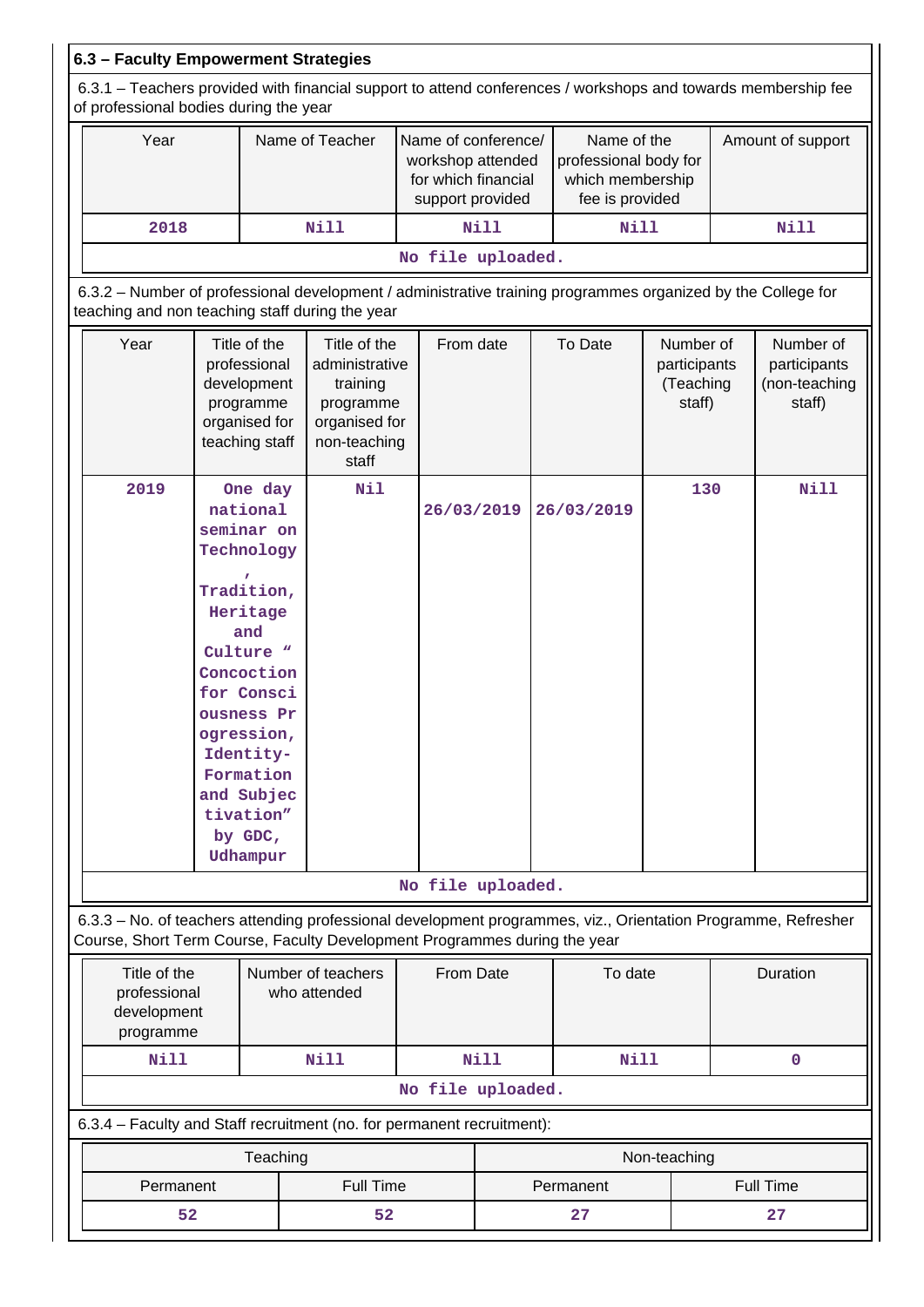## 6.3 – Faculty Empowerment Strategies

6.3.1 – Teachers provided with financial support to attend conferences / workshops and towards membership fee of professional bodies during the year

| Year | Name of Teacher | Name of conference/ workshop attended for which financial support provided | Name of the professional body for which membership fee is provided | Amount of support |
|---|---|---|---|---|
| 2018 | Nill | Nill | Nill | Nill |

No file uploaded.

6.3.2 – Number of professional development / administrative training programmes organized by the College for teaching and non teaching staff during the year

| Year | Title of the professional development programme organised for teaching staff | Title of the administrative training programme organised for non-teaching staff | From date | To Date | Number of participants (Teaching staff) | Number of participants (non-teaching staff) |
|---|---|---|---|---|---|---|
| 2019 | One day national seminar on Technology , Tradition, Heritage and Culture " Concoction for Consciousness Progression, Identity-Formation and Subjectivation" by GDC, Udhampur | Nil | 26/03/2019 | 26/03/2019 | 130 | Nill |

No file uploaded.

6.3.3 – No. of teachers attending professional development programmes, viz., Orientation Programme, Refresher Course, Short Term Course, Faculty Development Programmes during the year

| Title of the professional development programme | Number of teachers who attended | From Date | To date | Duration |
|---|---|---|---|---|
| Nill | Nill | Nill | Nill | 0 |

No file uploaded.

6.3.4 – Faculty and Staff recruitment (no. for permanent recruitment):

| Teaching | | Non-teaching | |
|---|---|---|---|
| Permanent | Full Time | Permanent | Full Time |
| 52 | 52 | 27 | 27 |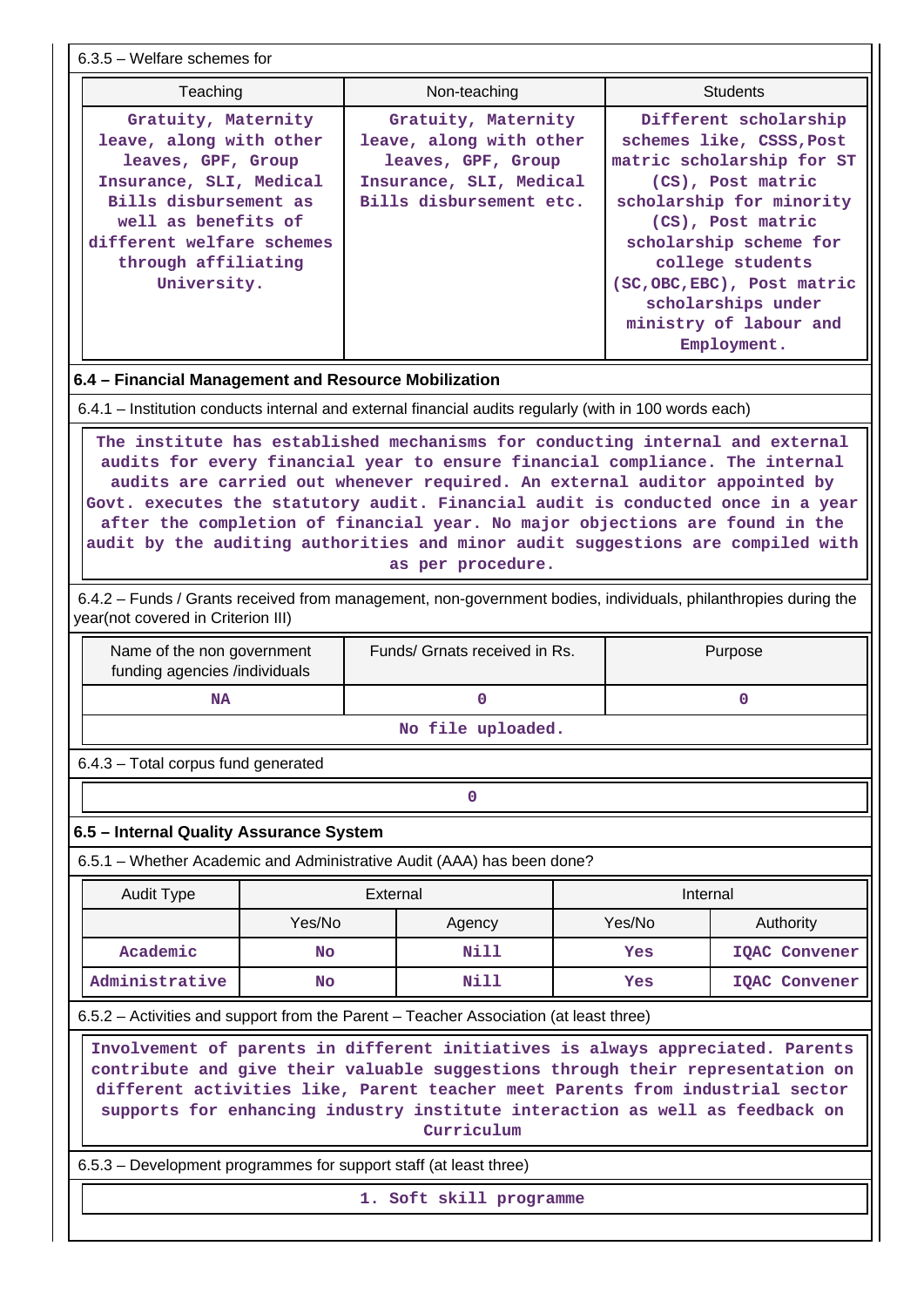6.3.5 – Welfare schemes for

| Teaching | Non-teaching | Students |
|---|---|---|
| Gratuity, Maternity leave, along with other leaves, GPF, Group Insurance, SLI, Medical Bills disbursement as well as benefits of different welfare schemes through affiliating University. | Gratuity, Maternity leave, along with other leaves, GPF, Group Insurance, SLI, Medical Bills disbursement etc. | Different scholarship schemes like, CSSS,Post matric scholarship for ST (CS), Post matric scholarship for minority (CS), Post matric scholarship scheme for college students (SC,OBC,EBC), Post matric scholarships under ministry of labour and Employment. |

**6.4 – Financial Management and Resource Mobilization**

6.4.1 – Institution conducts internal and external financial audits regularly (with in 100 words each)

The institute has established mechanisms for conducting internal and external audits for every financial year to ensure financial compliance. The internal audits are carried out whenever required. An external auditor appointed by Govt. executes the statutory audit. Financial audit is conducted once in a year after the completion of financial year. No major objections are found in the audit by the auditing authorities and minor audit suggestions are compiled with as per procedure.

6.4.2 – Funds / Grants received from management, non-government bodies, individuals, philanthropies during the year(not covered in Criterion III)

| Name of the non government funding agencies /individuals | Funds/ Grnats received in Rs. | Purpose |
|---|---|---|
| NA | 0 | 0 |

No file uploaded.

6.4.3 – Total corpus fund generated

0

**6.5 – Internal Quality Assurance System**

6.5.1 – Whether Academic and Administrative Audit (AAA) has been done?

| Audit Type | External | | Internal | |
|---|---|---|---|---|
| | Yes/No | Agency | Yes/No | Authority |
| Academic | No | Nill | Yes | IQAC Convener |
| Administrative | No | Nill | Yes | IQAC Convener |

6.5.2 – Activities and support from the Parent – Teacher Association (at least three)

Involvement of parents in different initiatives is always appreciated. Parents contribute and give their valuable suggestions through their representation on different activities like, Parent teacher meet Parents from industrial sector supports for enhancing industry institute interaction as well as feedback on Curriculum

6.5.3 – Development programmes for support staff (at least three)

1. Soft skill programme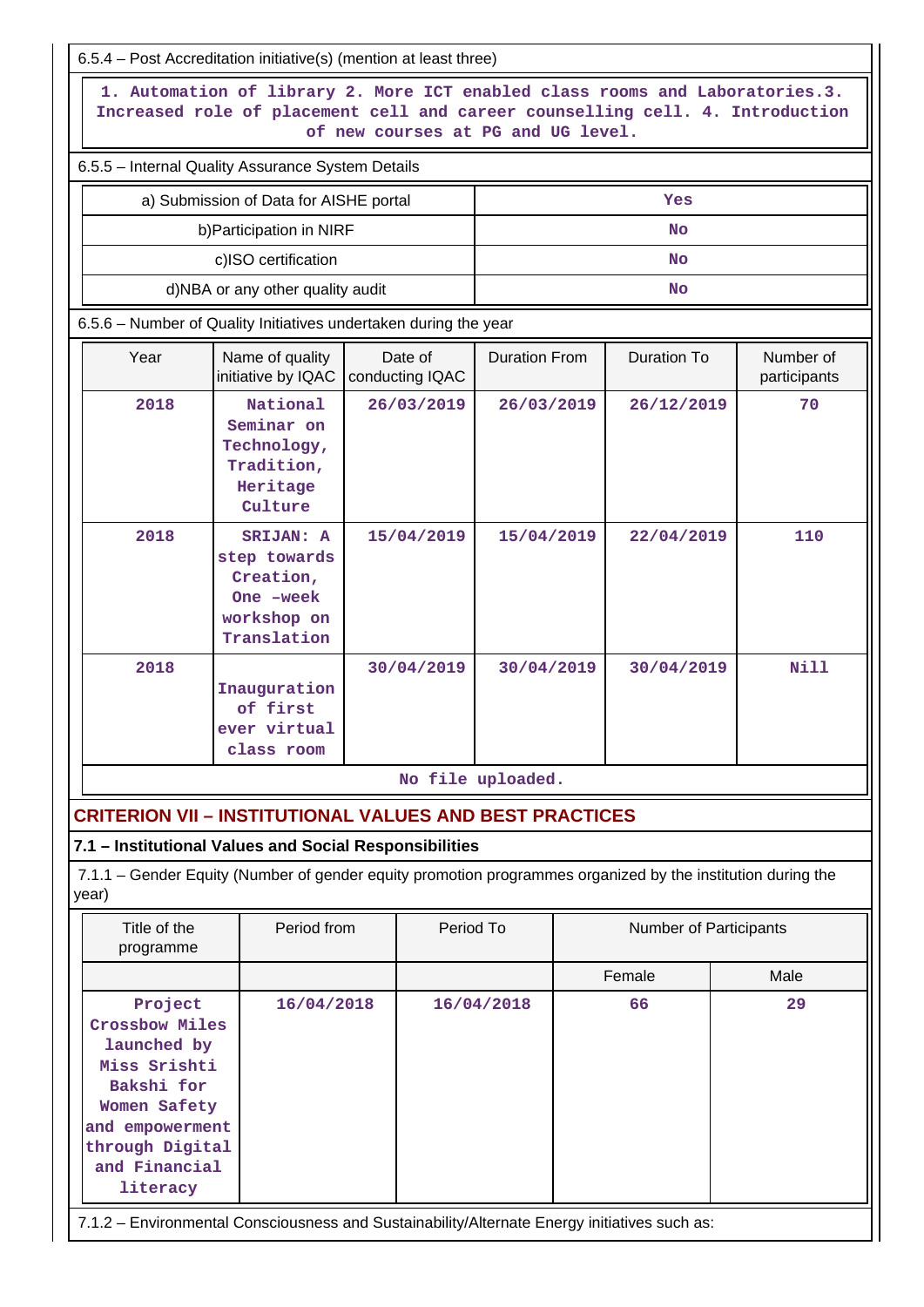6.5.4 – Post Accreditation initiative(s) (mention at least three)

| 1. Automation of library 2. More ICT enabled class rooms and Laboratories.3. Increased role of placement cell and career counselling cell. 4. Introduction of new courses at PG and UG level. |
|---|

6.5.5 – Internal Quality Assurance System Details

| a) Submission of Data for AISHE portal | Yes |
|---|---|
| b)Participation in NIRF | No |
| c)ISO certification | No |
| d)NBA or any other quality audit | No |

6.5.6 – Number of Quality Initiatives undertaken during the year

| Year | Name of quality initiative by IQAC | Date of conducting IQAC | Duration From | Duration To | Number of participants |
|---|---|---|---|---|---|
| 2018 | National Seminar on Technology, Tradition, Heritage Culture | 26/03/2019 | 26/03/2019 | 26/12/2019 | 70 |
| 2018 | SRIJAN: A step towards Creation, One -week workshop on Translation | 15/04/2019 | 15/04/2019 | 22/04/2019 | 110 |
| 2018 | Inauguration of first ever virtual class room | 30/04/2019 | 30/04/2019 | 30/04/2019 | Nill |
| No file uploaded. | | | | | |

## CRITERION VII – INSTITUTIONAL VALUES AND BEST PRACTICES

### 7.1 – Institutional Values and Social Responsibilities

7.1.1 – Gender Equity (Number of gender equity promotion programmes organized by the institution during the year)

| Title of the programme | Period from | Period To | Number of Participants | |
|---|---|---|---|---|
| | | | Female | Male |
| Project Crossbow Miles launched by Miss Srishti Bakshi for Women Safety and empowerment through Digital and Financial literacy | 16/04/2018 | 16/04/2018 | 66 | 29 |

7.1.2 – Environmental Consciousness and Sustainability/Alternate Energy initiatives such as: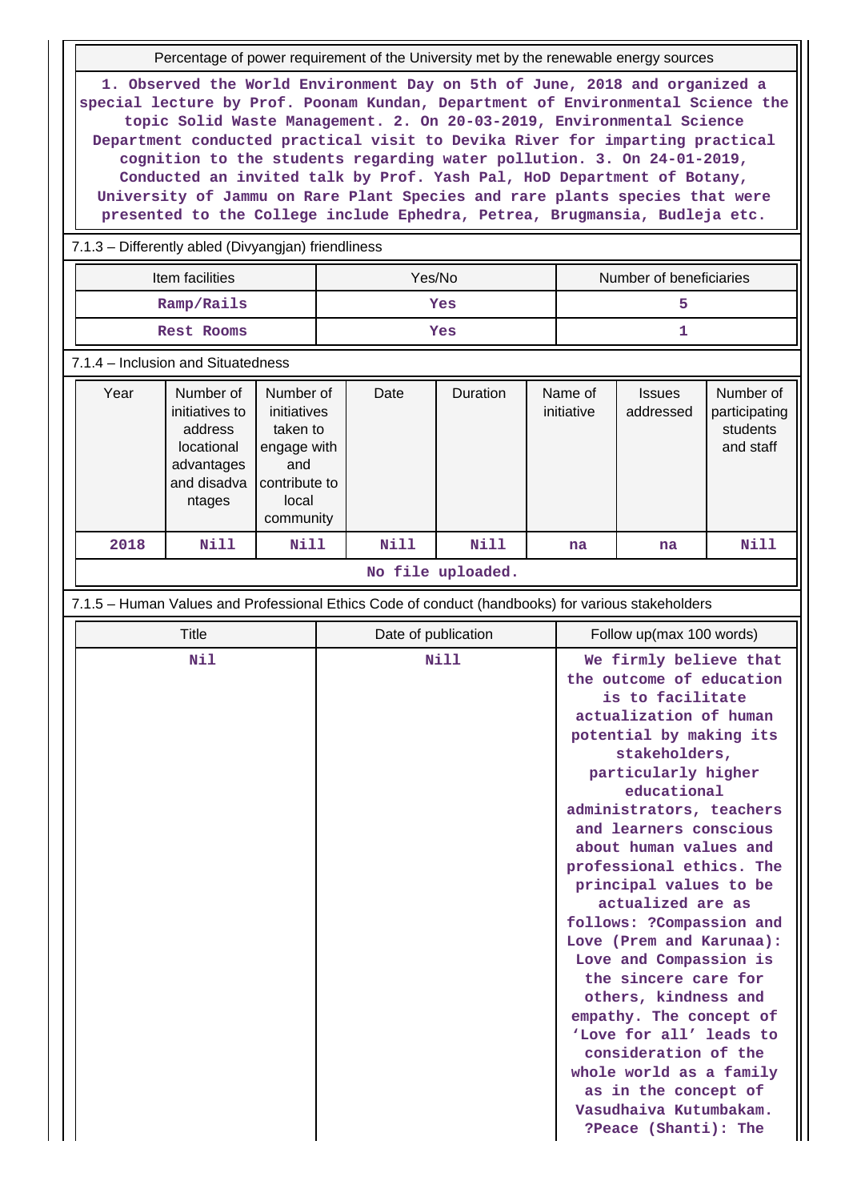| Percentage of power requirement of the University met by the renewable energy sources |
|---|
| 1. Observed the World Environment Day on 5th of June, 2018 and organized a special lecture by Prof. Poonam Kundan, Department of Environmental Science the topic Solid Waste Management. 2. On 20-03-2019, Environmental Science Department conducted practical visit to Devika River for imparting practical cognition to the students regarding water pollution. 3. On 24-01-2019, Conducted an invited talk by Prof. Yash Pal, HoD Department of Botany, University of Jammu on Rare Plant Species and rare plants species that were presented to the College include Ephedra, Petrea, Brugmansia, Budleja etc. |

7.1.3 – Differently abled (Divyangjan) friendliness

| Item facilities | Yes/No | Number of beneficiaries |
|---|---|---|
| Ramp/Rails | Yes | 5 |
| Rest Rooms | Yes | 1 |

7.1.4 – Inclusion and Situatedness

| Year | Number of initiatives to address locational advantages and disadvantages | Number of initiatives taken to engage with and contribute to local community | Date | Duration | Name of initiative | Issues addressed | Number of participating students and staff |
|---|---|---|---|---|---|---|---|
| 2018 | Nill | Nill | Nill | Nill | na | na | Nill |

No file uploaded.

7.1.5 – Human Values and Professional Ethics Code of conduct (handbooks) for various stakeholders

| Title | Date of publication | Follow up(max 100 words) |
|---|---|---|
| Nil | Nill | We firmly believe that the outcome of education is to facilitate actualization of human potential by making its stakeholders, particularly higher educational administrators, teachers and learners conscious about human values and professional ethics. The principal values to be actualized are as follows: ?Compassion and Love (Prem and Karunaa): Love and Compassion is the sincere care for others, kindness and empathy. The concept of 'Love for all' leads to consideration of the whole world as a family as in the concept of Vasudhaiva Kutumbakam. ?Peace (Shanti): The |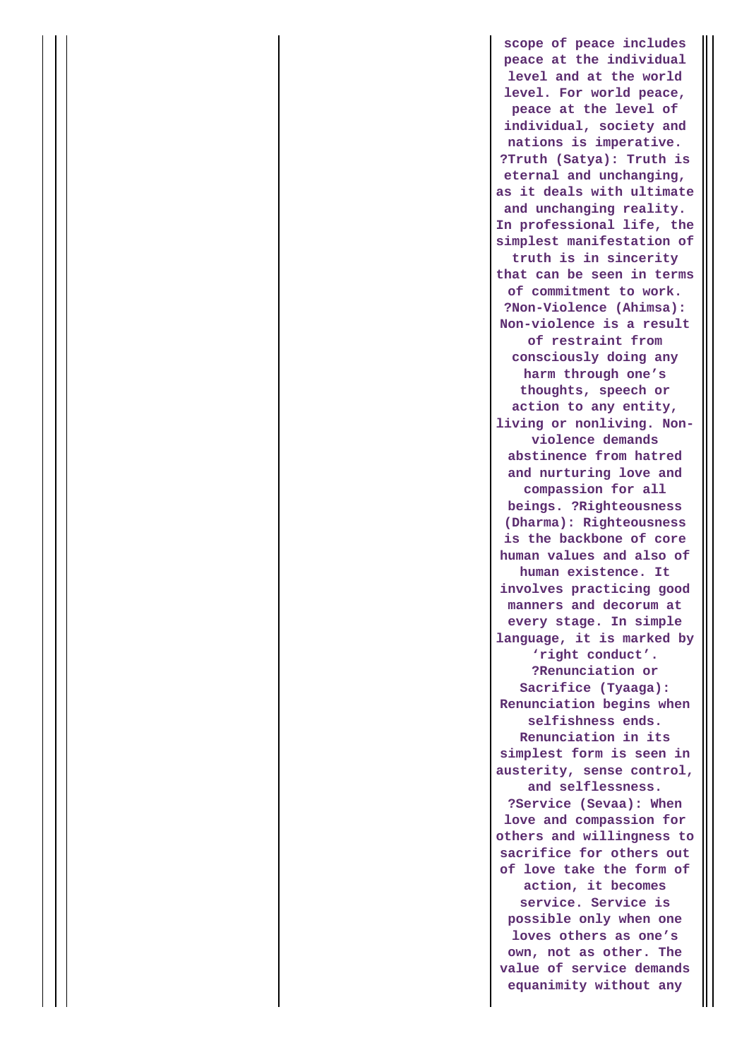| | | |
|---|---|---|
| | | scope of peace includes peace at the individual level and at the world level. For world peace, peace at the level of individual, society and nations is imperative. ?Truth (Satya): Truth is eternal and unchanging, as it deals with ultimate and unchanging reality. In professional life, the simplest manifestation of truth is in sincerity that can be seen in terms of commitment to work. ?Non-Violence (Ahimsa): Non-violence is a result of restraint from consciously doing any harm through one's thoughts, speech or action to any entity, living or nonliving. Non-violence demands abstinence from hatred and nurturing love and compassion for all beings. ?Righteousness (Dharma): Righteousness is the backbone of core human values and also of human existence. It involves practicing good manners and decorum at every stage. In simple language, it is marked by 'right conduct'. ?Renunciation or Sacrifice (Tyaaga): Renunciation begins when selfishness ends. Renunciation in its simplest form is seen in austerity, sense control, and selflessness. ?Service (Sevaa): When love and compassion for others and willingness to sacrifice for others out of love take the form of action, it becomes service. Service is possible only when one loves others as one's own, not as other. The value of service demands equanimity without any |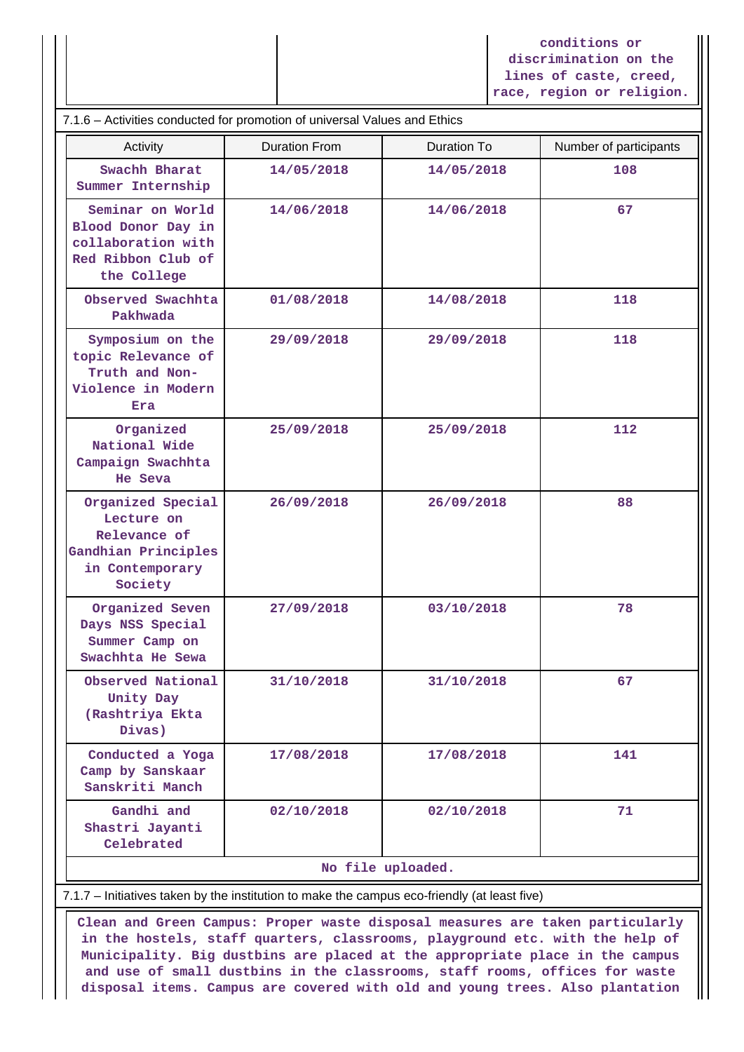| | | conditions or discrimination on the lines of caste, creed, race, region or religion. |
|---|---|---|

7.1.6 – Activities conducted for promotion of universal Values and Ethics

| Activity | Duration From | Duration To | Number of participants |
|---|---|---|---|
| Swachh Bharat Summer Internship | 14/05/2018 | 14/05/2018 | 108 |
| Seminar on World Blood Donor Day in collaboration with Red Ribbon Club of the College | 14/06/2018 | 14/06/2018 | 67 |
| Observed Swachhta Pakhwada | 01/08/2018 | 14/08/2018 | 118 |
| Symposium on the topic Relevance of Truth and Non-Violence in Modern Era | 29/09/2018 | 29/09/2018 | 118 |
| Organized National Wide Campaign Swachhta He Seva | 25/09/2018 | 25/09/2018 | 112 |
| Organized Special Lecture on Relevance of Gandhian Principles in Contemporary Society | 26/09/2018 | 26/09/2018 | 88 |
| Organized Seven Days NSS Special Summer Camp on Swachhta He Sewa | 27/09/2018 | 03/10/2018 | 78 |
| Observed National Unity Day (Rashtriya Ekta Divas) | 31/10/2018 | 31/10/2018 | 67 |
| Conducted a Yoga Camp by Sanskaar Sanskriti Manch | 17/08/2018 | 17/08/2018 | 141 |
| Gandhi and Shastri Jayanti Celebrated | 02/10/2018 | 02/10/2018 | 71 |

No file uploaded.

7.1.7 – Initiatives taken by the institution to make the campus eco-friendly (at least five)

Clean and Green Campus: Proper waste disposal measures are taken particularly in the hostels, staff quarters, classrooms, playground etc. with the help of Municipality. Big dustbins are placed at the appropriate place in the campus and use of small dustbins in the classrooms, staff rooms, offices for waste disposal items. Campus are covered with old and young trees. Also plantation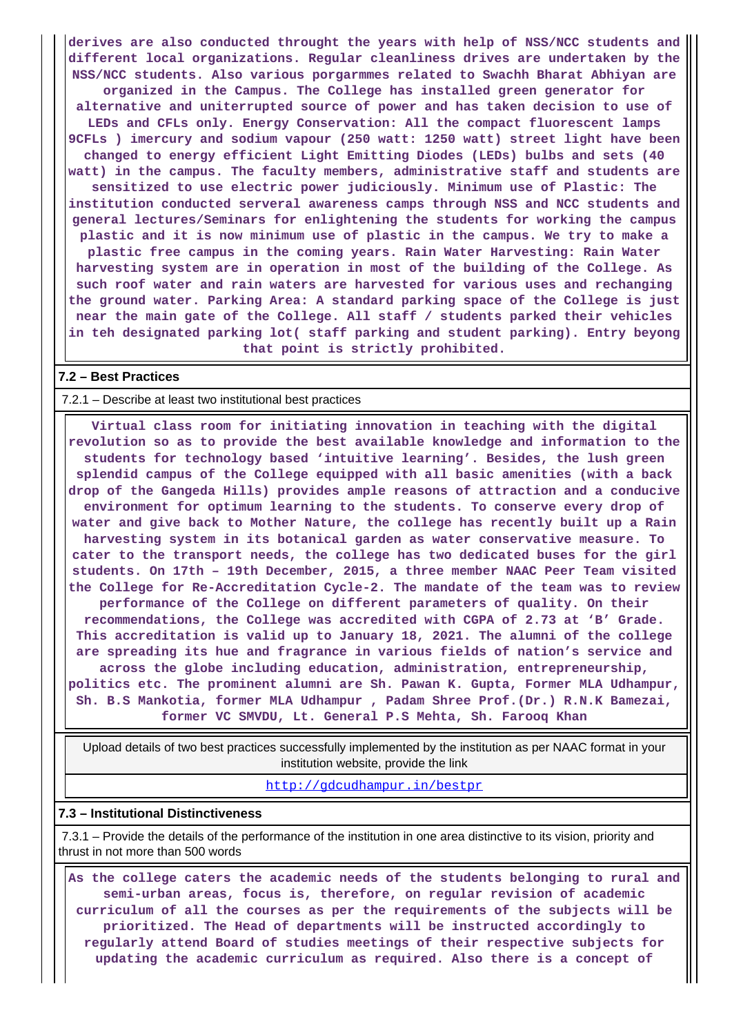derives are also conducted throught the years with help of NSS/NCC students and different local organizations. Regular cleanliness drives are undertaken by the NSS/NCC students. Also various porgarmmes related to Swachh Bharat Abhiyan are organized in the Campus. The College has installed green generator for alternative and uniterrupted source of power and has taken decision to use of LEDs and CFLs only. Energy Conservation: All the compact fluorescent lamps 9CFLs ) imercury and sodium vapour (250 watt: 1250 watt) street light have been changed to energy efficient Light Emitting Diodes (LEDs) bulbs and sets (40 watt) in the campus. The faculty members, administrative staff and students are sensitized to use electric power judiciously. Minimum use of Plastic: The institution conducted serveral awareness camps through NSS and NCC students and general lectures/Seminars for enlightening the students for working the campus plastic and it is now minimum use of plastic in the campus. We try to make a plastic free campus in the coming years. Rain Water Harvesting: Rain Water harvesting system are in operation in most of the building of the College. As such roof water and rain waters are harvested for various uses and rechanging the ground water. Parking Area: A standard parking space of the College is just near the main gate of the College. All staff / students parked their vehicles in teh designated parking lot( staff parking and student parking). Entry beyong that point is strictly prohibited.

**7.2 – Best Practices**

7.2.1 – Describe at least two institutional best practices

Virtual class room for initiating innovation in teaching with the digital revolution so as to provide the best available knowledge and information to the students for technology based ‘intuitive learning’. Besides, the lush green splendid campus of the College equipped with all basic amenities (with a back drop of the Gangeda Hills) provides ample reasons of attraction and a conducive environment for optimum learning to the students. To conserve every drop of water and give back to Mother Nature, the college has recently built up a Rain harvesting system in its botanical garden as water conservative measure. To cater to the transport needs, the college has two dedicated buses for the girl students. On 17th – 19th December, 2015, a three member NAAC Peer Team visited the College for Re-Accreditation Cycle-2. The mandate of the team was to review performance of the College on different parameters of quality. On their recommendations, the College was accredited with CGPA of 2.73 at ‘B’ Grade. This accreditation is valid up to January 18, 2021. The alumni of the college are spreading its hue and fragrance in various fields of nation’s service and across the globe including education, administration, entrepreneurship, politics etc. The prominent alumni are Sh. Pawan K. Gupta, Former MLA Udhampur, Sh. B.S Mankotia, former MLA Udhampur , Padam Shree Prof.(Dr.) R.N.K Bamezai, former VC SMVDU, Lt. General P.S Mehta, Sh. Farooq Khan

| Upload details of two best practices successfully implemented by the institution as per NAAC format in your institution website, provide the link |
|---|
| http://gdcudhampur.in/bestpr |

**7.3 – Institutional Distinctiveness**

7.3.1 – Provide the details of the performance of the institution in one area distinctive to its vision, priority and thrust in not more than 500 words

As the college caters the academic needs of the students belonging to rural and semi-urban areas, focus is, therefore, on regular revision of academic curriculum of all the courses as per the requirements of the subjects will be prioritized. The Head of departments will be instructed accordingly to regularly attend Board of studies meetings of their respective subjects for updating the academic curriculum as required. Also there is a concept of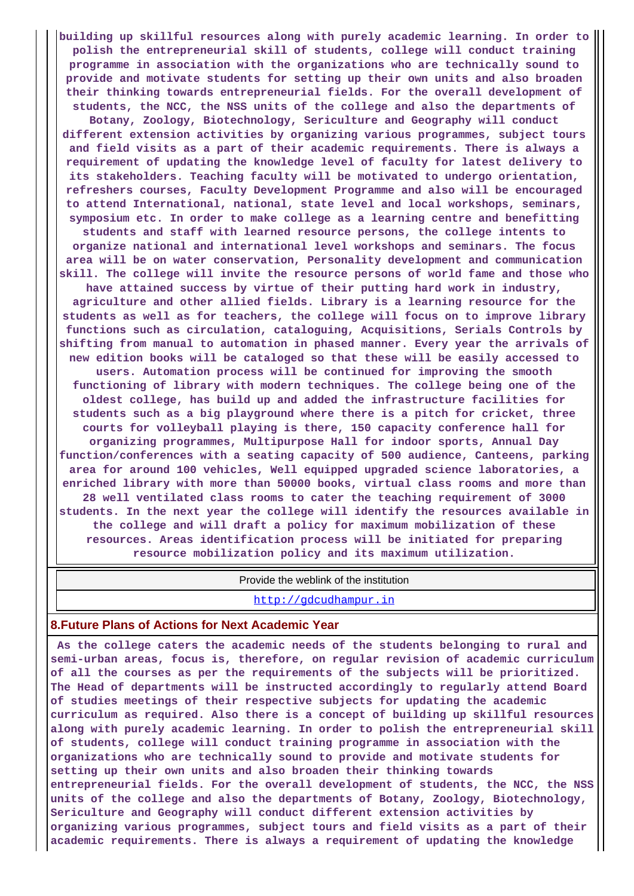building up skillful resources along with purely academic learning. In order to polish the entrepreneurial skill of students, college will conduct training programme in association with the organizations who are technically sound to provide and motivate students for setting up their own units and also broaden their thinking towards entrepreneurial fields. For the overall development of students, the NCC, the NSS units of the college and also the departments of Botany, Zoology, Biotechnology, Sericulture and Geography will conduct different extension activities by organizing various programmes, subject tours and field visits as a part of their academic requirements. There is always a requirement of updating the knowledge level of faculty for latest delivery to its stakeholders. Teaching faculty will be motivated to undergo orientation, refreshers courses, Faculty Development Programme and also will be encouraged to attend International, national, state level and local workshops, seminars, symposium etc. In order to make college as a learning centre and benefitting students and staff with learned resource persons, the college intents to organize national and international level workshops and seminars. The focus area will be on water conservation, Personality development and communication skill. The college will invite the resource persons of world fame and those who have attained success by virtue of their putting hard work in industry, agriculture and other allied fields. Library is a learning resource for the students as well as for teachers, the college will focus on to improve library functions such as circulation, cataloguing, Acquisitions, Serials Controls by shifting from manual to automation in phased manner. Every year the arrivals of new edition books will be cataloged so that these will be easily accessed to users. Automation process will be continued for improving the smooth functioning of library with modern techniques. The college being one of the oldest college, has build up and added the infrastructure facilities for students such as a big playground where there is a pitch for cricket, three courts for volleyball playing is there, 150 capacity conference hall for organizing programmes, Multipurpose Hall for indoor sports, Annual Day function/conferences with a seating capacity of 500 audience, Canteens, parking area for around 100 vehicles, Well equipped upgraded science laboratories, a enriched library with more than 50000 books, virtual class rooms and more than 28 well ventilated class rooms to cater the teaching requirement of 3000 students. In the next year the college will identify the resources available in the college and will draft a policy for maximum mobilization of these resources. Areas identification process will be initiated for preparing resource mobilization policy and its maximum utilization.

| Provide the weblink of the institution |
| --- |
| http://gdcudhampur.in |

## 8.Future Plans of Actions for Next Academic Year

As the college caters the academic needs of the students belonging to rural and semi-urban areas, focus is, therefore, on regular revision of academic curriculum of all the courses as per the requirements of the subjects will be prioritized. The Head of departments will be instructed accordingly to regularly attend Board of studies meetings of their respective subjects for updating the academic curriculum as required. Also there is a concept of building up skillful resources along with purely academic learning. In order to polish the entrepreneurial skill of students, college will conduct training programme in association with the organizations who are technically sound to provide and motivate students for setting up their own units and also broaden their thinking towards entrepreneurial fields. For the overall development of students, the NCC, the NSS units of the college and also the departments of Botany, Zoology, Biotechnology, Sericulture and Geography will conduct different extension activities by organizing various programmes, subject tours and field visits as a part of their academic requirements. There is always a requirement of updating the knowledge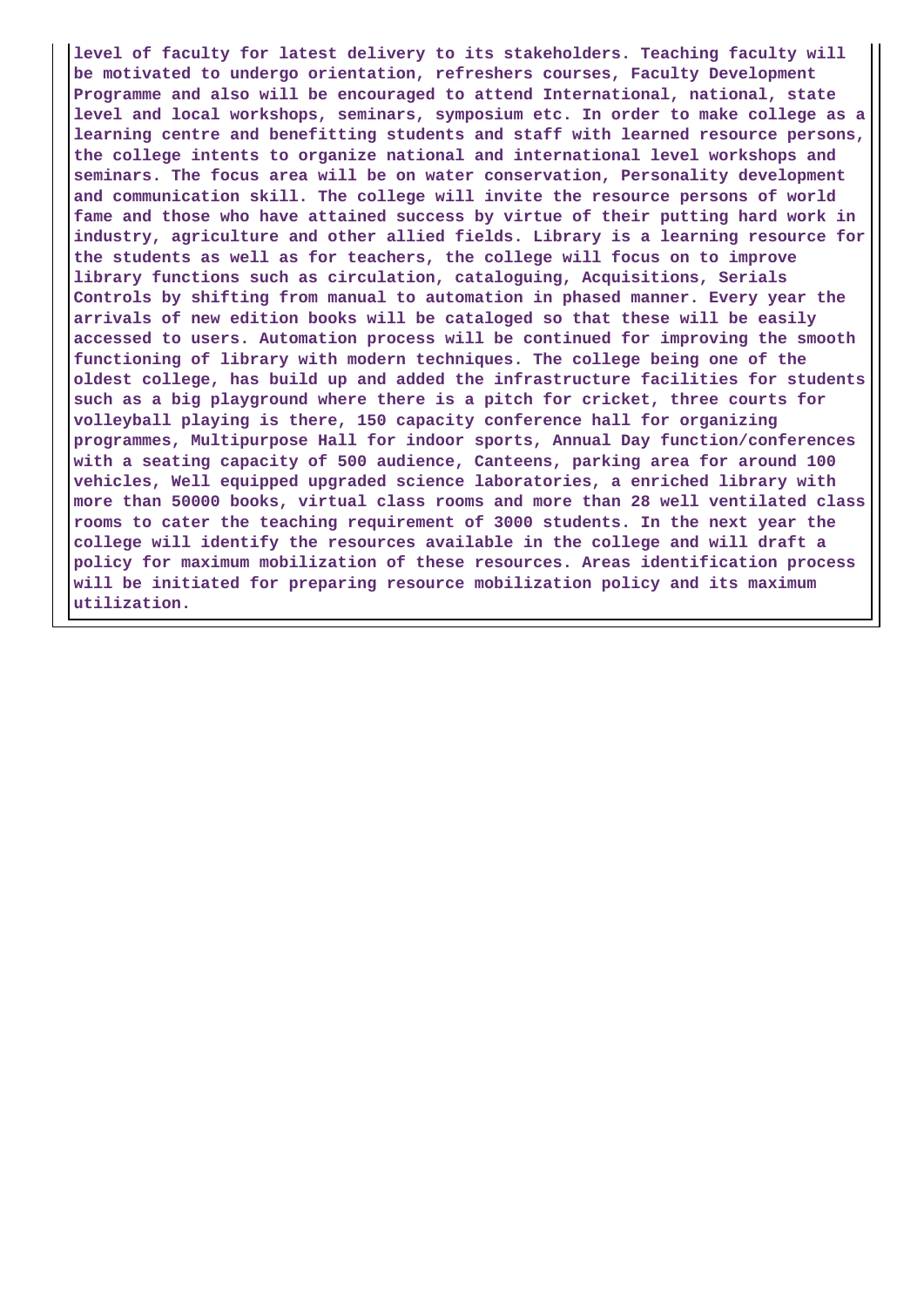**level of faculty for latest delivery to its stakeholders. Teaching faculty will be motivated to undergo orientation, refreshers courses, Faculty Development Programme and also will be encouraged to attend International, national, state level and local workshops, seminars, symposium etc. In order to make college as a learning centre and benefitting students and staff with learned resource persons, the college intents to organize national and international level workshops and seminars. The focus area will be on water conservation, Personality development and communication skill. The college will invite the resource persons of world fame and those who have attained success by virtue of their putting hard work in industry, agriculture and other allied fields. Library is a learning resource for the students as well as for teachers, the college will focus on to improve library functions such as circulation, cataloguing, Acquisitions, Serials Controls by shifting from manual to automation in phased manner. Every year the arrivals of new edition books will be cataloged so that these will be easily accessed to users. Automation process will be continued for improving the smooth functioning of library with modern techniques. The college being one of the oldest college, has build up and added the infrastructure facilities for students such as a big playground where there is a pitch for cricket, three courts for volleyball playing is there, 150 capacity conference hall for organizing programmes, Multipurpose Hall for indoor sports, Annual Day function/conferences with a seating capacity of 500 audience, Canteens, parking area for around 100 vehicles, Well equipped upgraded science laboratories, a enriched library with more than 50000 books, virtual class rooms and more than 28 well ventilated class rooms to cater the teaching requirement of 3000 students. In the next year the college will identify the resources available in the college and will draft a policy for maximum mobilization of these resources. Areas identification process will be initiated for preparing resource mobilization policy and its maximum utilization.**